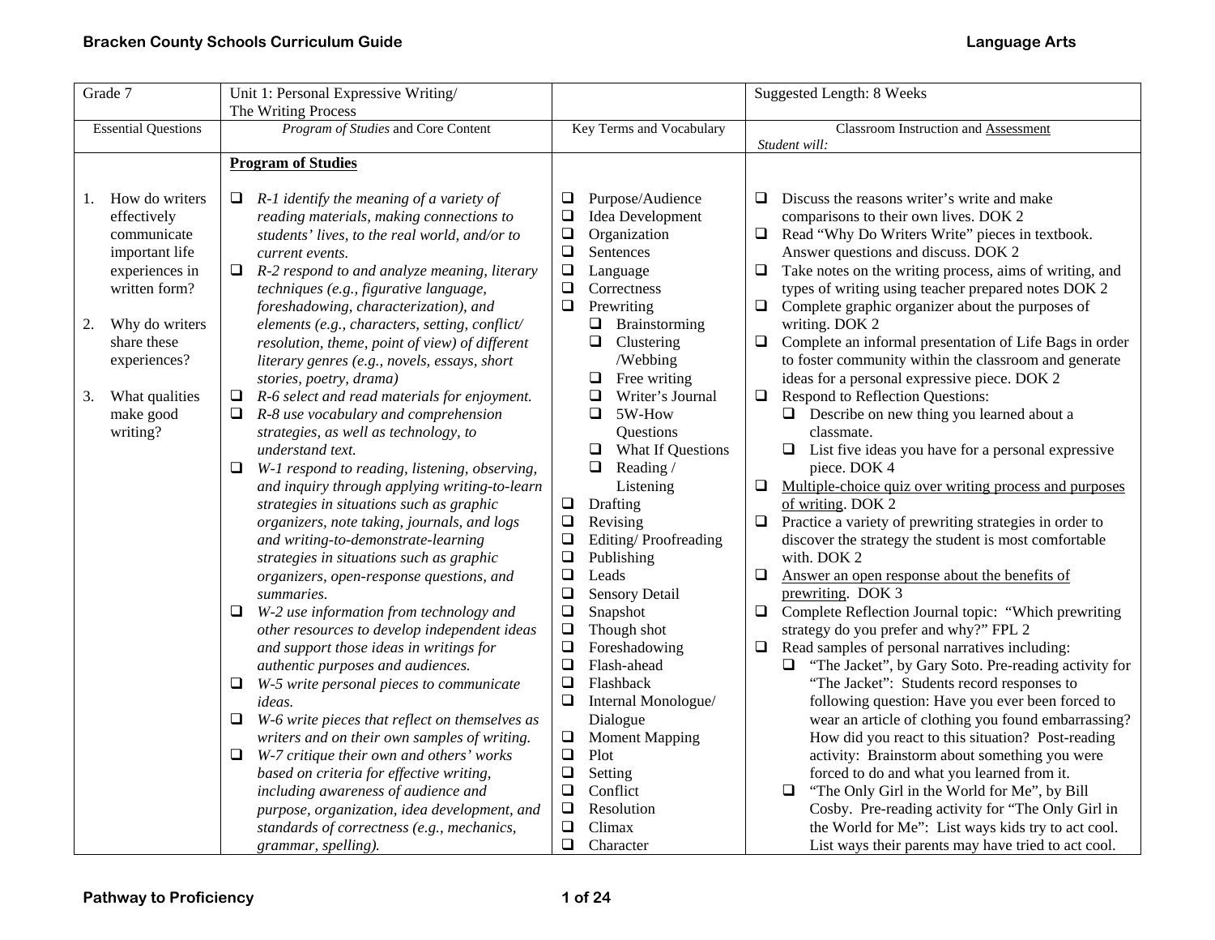| Grade 7 | Unit 1: Personal Expressive Writing/ The Writing Process | | Suggested Length: 8 Weeks |
|---|---|---|---|
| Essential Questions | *Program of Studies* and Core Content | Key Terms and Vocabulary | Classroom Instruction and Assessment<br>*Student will:* |
| 1. How do writers effectively communicate important life experiences in written form?<br><br>2. Why do writers share these experiences?<br><br>3. What qualities make good writing? | **Program of Studies**<br><br>❑ *R-1 identify the meaning of a variety of reading materials, making connections to students' lives, to the real world, and/or to current events.*<br>❑ *R-2 respond to and analyze meaning, literary techniques (e.g., figurative language, foreshadowing, characterization), and elements (e.g., characters, setting, conflict/ resolution, theme, point of view) of different literary genres (e.g., novels, essays, short stories, poetry, drama)*<br>❑ *R-6 select and read materials for enjoyment.*<br>❑ *R-8 use vocabulary and comprehension strategies, as well as technology, to understand text.*<br>❑ *W-1 respond to reading, listening, observing, and inquiry through applying writing-to-learn strategies in situations such as graphic organizers, note taking, journals, and logs and writing-to-demonstrate-learning strategies in situations such as graphic organizers, open-response questions, and summaries.*<br>❑ *W-2 use information from technology and other resources to develop independent ideas and support those ideas in writings for authentic purposes and audiences.*<br>❑ *W-5 write personal pieces to communicate ideas.*<br>❑ *W-6 write pieces that reflect on themselves as writers and on their own samples of writing.*<br>❑ *W-7 critique their own and others' works based on criteria for effective writing, including awareness of audience and purpose, organization, idea development, and standards of correctness (e.g., mechanics, grammar, spelling).* | ❑ Purpose/Audience<br>❑ Idea Development<br>❑ Organization<br>❑ Sentences<br>❑ Language<br>❑ Correctness<br>❑ Prewriting<br>&nbsp;&nbsp;❑ Brainstorming<br>&nbsp;&nbsp;❑ Clustering /Webbing<br>&nbsp;&nbsp;❑ Free writing<br>&nbsp;&nbsp;❑ Writer's Journal<br>&nbsp;&nbsp;❑ 5W-How Questions<br>&nbsp;&nbsp;❑ What If Questions<br>&nbsp;&nbsp;❑ Reading / Listening<br>❑ Drafting<br>❑ Revising<br>❑ Editing/ Proofreading<br>❑ Publishing<br>❑ Leads<br>❑ Sensory Detail<br>❑ Snapshot<br>❑ Though shot<br>❑ Foreshadowing<br>❑ Flash-ahead<br>❑ Flashback<br>❑ Internal Monologue/ Dialogue<br>❑ Moment Mapping<br>❑ Plot<br>❑ Setting<br>❑ Conflict<br>❑ Resolution<br>❑ Climax<br>❑ Character | ❑ Discuss the reasons writer's write and make comparisons to their own lives. DOK 2<br>❑ Read "Why Do Writers Write" pieces in textbook. Answer questions and discuss. DOK 2<br>❑ Take notes on the writing process, aims of writing, and types of writing using teacher prepared notes DOK 2<br>❑ Complete graphic organizer about the purposes of writing. DOK 2<br>❑ Complete an informal presentation of Life Bags in order to foster community within the classroom and generate ideas for a personal expressive piece. DOK 2<br>❑ Respond to Reflection Questions:<br>&nbsp;&nbsp;❑ Describe on new thing you learned about a classmate.<br>&nbsp;&nbsp;❑ List five ideas you have for a personal expressive piece. DOK 4<br>❑ <u>Multiple-choice quiz over writing process and purposes of writing</u>. DOK 2<br>❑ Practice a variety of prewriting strategies in order to discover the strategy the student is most comfortable with. DOK 2<br>❑ <u>Answer an open response about the benefits of prewriting</u>. DOK 3<br>❑ Complete Reflection Journal topic: "Which prewriting strategy do you prefer and why?" FPL 2<br>❑ Read samples of personal narratives including:<br>&nbsp;&nbsp;❑ "The Jacket", by Gary Soto. Pre-reading activity for "The Jacket": Students record responses to following question: Have you ever been forced to wear an article of clothing you found embarrassing? How did you react to this situation? Post-reading activity: Brainstorm about something you were forced to do and what you learned from it.<br>&nbsp;&nbsp;❑ "The Only Girl in the World for Me", by Bill Cosby. Pre-reading activity for "The Only Girl in the World for Me": List ways kids try to act cool. List ways their parents may have tried to act cool. |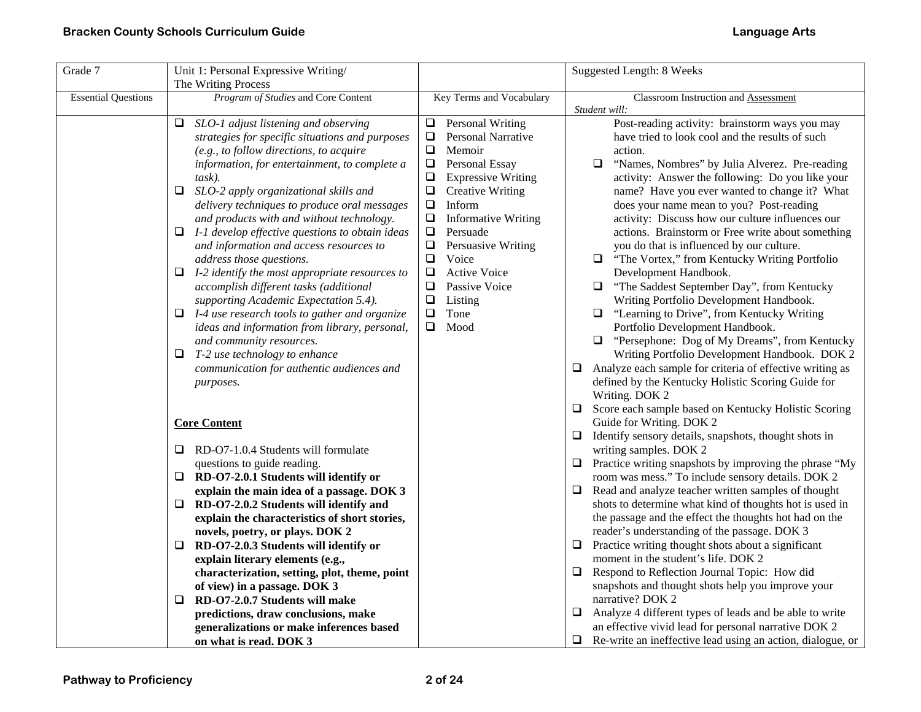| Grade 7 | Unit 1: Personal Expressive Writing/ The Writing Process | | Suggested Length: 8 Weeks |
|---|---|---|---|
| Essential Questions | *Program of Studies* and Core Content | Key Terms and Vocabulary | Classroom Instruction and Assessment<br>*Student will:* |
| | ❑ *SLO-1 adjust listening and observing strategies for specific situations and purposes (e.g., to follow directions, to acquire information, for entertainment, to complete a task).*<br>❑ *SLO-2 apply organizational skills and delivery techniques to produce oral messages and products with and without technology.*<br>❑ *I-1 develop effective questions to obtain ideas and information and access resources to address those questions.*<br>❑ *I-2 identify the most appropriate resources to accomplish different tasks (additional supporting Academic Expectation 5.4).*<br>❑ *I-4 use research tools to gather and organize ideas and information from library, personal, and community resources.*<br>❑ *T-2 use technology to enhance communication for authentic audiences and purposes.*<br><br>**Core Content**<br><br>❑ RD-O7-1.0.4 Students will formulate questions to guide reading.<br>❑ **RD-O7-2.0.1 Students will identify or explain the main idea of a passage. DOK 3**<br>❑ **RD-O7-2.0.2 Students will identify and explain the characteristics of short stories, novels, poetry, or plays. DOK 2**<br>❑ **RD-O7-2.0.3 Students will identify or explain literary elements (e.g., characterization, setting, plot, theme, point of view) in a passage. DOK 3**<br>❑ **RD-O7-2.0.7 Students will make predictions, draw conclusions, make generalizations or make inferences based on what is read. DOK 3** | ❑ Personal Writing<br>❑ Personal Narrative<br>❑ Memoir<br>❑ Personal Essay<br>❑ Expressive Writing<br>❑ Creative Writing<br>❑ Inform<br>❑ Informative Writing<br>❑ Persuade<br>❑ Persuasive Writing<br>❑ Voice<br>❑ Active Voice<br>❑ Passive Voice<br>❑ Listing<br>❑ Tone<br>❑ Mood | Post-reading activity: brainstorm ways you may have tried to look cool and the results of such action.<br>❑ "Names, Nombres" by Julia Alverez. Pre-reading activity: Answer the following: Do you like your name? Have you ever wanted to change it? What does your name mean to you? Post-reading activity: Discuss how our culture influences our actions. Brainstorm or Free write about something you do that is influenced by our culture.<br>❑ "The Vortex," from Kentucky Writing Portfolio Development Handbook.<br>❑ "The Saddest September Day", from Kentucky Writing Portfolio Development Handbook.<br>❑ "Learning to Drive", from Kentucky Writing Portfolio Development Handbook.<br>❑ "Persephone: Dog of My Dreams", from Kentucky Writing Portfolio Development Handbook. DOK 2<br>❑ Analyze each sample for criteria of effective writing as defined by the Kentucky Holistic Scoring Guide for Writing. DOK 2<br>❑ Score each sample based on Kentucky Holistic Scoring Guide for Writing. DOK 2<br>❑ Identify sensory details, snapshots, thought shots in writing samples. DOK 2<br>❑ Practice writing snapshots by improving the phrase "My room was mess." To include sensory details. DOK 2<br>❑ Read and analyze teacher written samples of thought shots to determine what kind of thoughts hot is used in the passage and the effect the thoughts hot had on the reader's understanding of the passage. DOK 3<br>❑ Practice writing thought shots about a significant moment in the student's life. DOK 2<br>❑ Respond to Reflection Journal Topic: How did snapshots and thought shots help you improve your narrative? DOK 2<br>❑ Analyze 4 different types of leads and be able to write an effective vivid lead for personal narrative DOK 2<br>❑ Re-write an ineffective lead using an action, dialogue, or |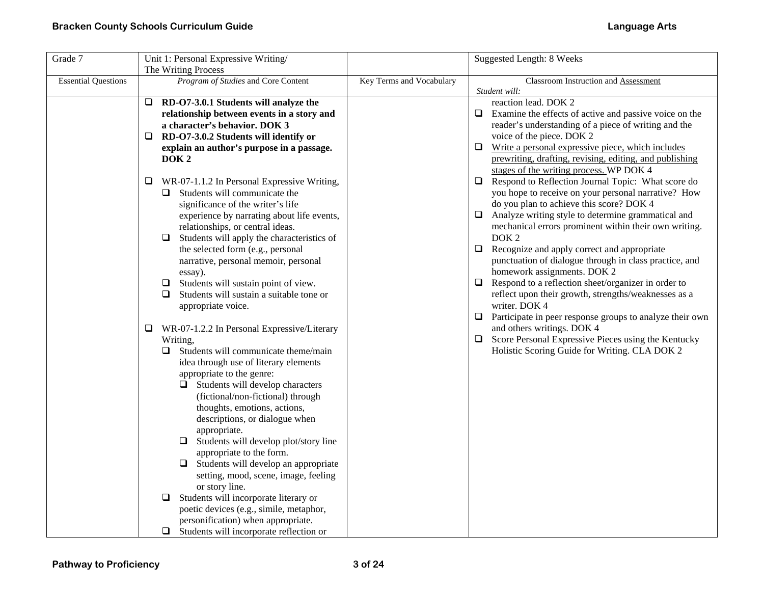| Grade 7 | Unit 1: Personal Expressive Writing/ The Writing Process | | Suggested Length: 8 Weeks |
|---|---|---|---|
| Essential Questions | *Program of Studies* and Core Content | Key Terms and Vocabulary | Classroom Instruction and Assessment<br>*Student will:* |
| | ❑ **RD-O7-3.0.1 Students will analyze the relationship between events in a story and a character's behavior. DOK 3**<br>❑ **RD-O7-3.0.2 Students will identify or explain an author's purpose in a passage. DOK 2**<br><br>❑ WR-07-1.1.2 In Personal Expressive Writing,<br>&nbsp;&nbsp;❑ Students will communicate the significance of the writer's life experience by narrating about life events, relationships, or central ideas.<br>&nbsp;&nbsp;❑ Students will apply the characteristics of the selected form (e.g., personal narrative, personal memoir, personal essay).<br>&nbsp;&nbsp;❑ Students will sustain point of view.<br>&nbsp;&nbsp;❑ Students will sustain a suitable tone or appropriate voice.<br><br>❑ WR-07-1.2.2 In Personal Expressive/Literary Writing,<br>&nbsp;&nbsp;❑ Students will communicate theme/main idea through use of literary elements appropriate to the genre:<br>&nbsp;&nbsp;&nbsp;&nbsp;❑ Students will develop characters (fictional/non-fictional) through thoughts, emotions, actions, descriptions, or dialogue when appropriate.<br>&nbsp;&nbsp;&nbsp;&nbsp;❑ Students will develop plot/story line appropriate to the form.<br>&nbsp;&nbsp;&nbsp;&nbsp;❑ Students will develop an appropriate setting, mood, scene, image, feeling or story line.<br>&nbsp;&nbsp;❑ Students will incorporate literary or poetic devices (e.g., simile, metaphor, personification) when appropriate.<br>&nbsp;&nbsp;❑ Students will incorporate reflection or | | reaction lead. DOK 2<br>❑ Examine the effects of active and passive voice on the reader's understanding of a piece of writing and the voice of the piece. DOK 2<br>❑ <u>Write a personal expressive piece, which includes prewriting, drafting, revising, editing, and publishing stages of the writing process.</u> WP DOK 4<br>❑ Respond to Reflection Journal Topic: What score do you hope to receive on your personal narrative? How do you plan to achieve this score? DOK 4<br>❑ Analyze writing style to determine grammatical and mechanical errors prominent within their own writing. DOK 2<br>❑ Recognize and apply correct and appropriate punctuation of dialogue through in class practice, and homework assignments. DOK 2<br>❑ Respond to a reflection sheet/organizer in order to reflect upon their growth, strengths/weaknesses as a writer. DOK 4<br>❑ Participate in peer response groups to analyze their own and others writings. DOK 4<br>❑ Score Personal Expressive Pieces using the Kentucky Holistic Scoring Guide for Writing. CLA DOK 2 |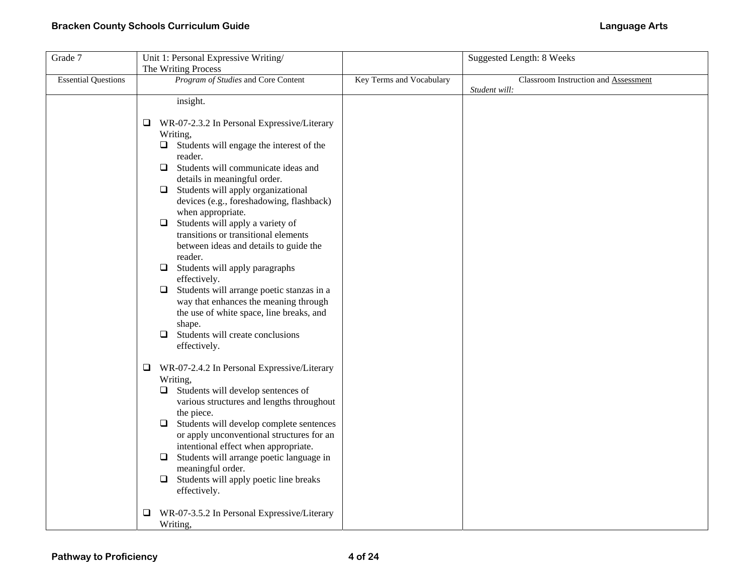| Grade 7 | Unit 1: Personal Expressive Writing/ The Writing Process | | Suggested Length: 8 Weeks |
|---|---|---|---|
| Essential Questions | *Program of Studies* and Core Content | Key Terms and Vocabulary | Classroom Instruction and Assessment *Student will:* |
| | insight.<br><br>❑ WR-07-2.3.2 In Personal Expressive/Literary Writing,<br>❑ Students will engage the interest of the reader.<br>❑ Students will communicate ideas and details in meaningful order.<br>❑ Students will apply organizational devices (e.g., foreshadowing, flashback) when appropriate.<br>❑ Students will apply a variety of transitions or transitional elements between ideas and details to guide the reader.<br>❑ Students will apply paragraphs effectively.<br>❑ Students will arrange poetic stanzas in a way that enhances the meaning through the use of white space, line breaks, and shape.<br>❑ Students will create conclusions effectively.<br><br>❑ WR-07-2.4.2 In Personal Expressive/Literary Writing,<br>❑ Students will develop sentences of various structures and lengths throughout the piece.<br>❑ Students will develop complete sentences or apply unconventional structures for an intentional effect when appropriate.<br>❑ Students will arrange poetic language in meaningful order.<br>❑ Students will apply poetic line breaks effectively.<br><br>❑ WR-07-3.5.2 In Personal Expressive/Literary Writing, | | |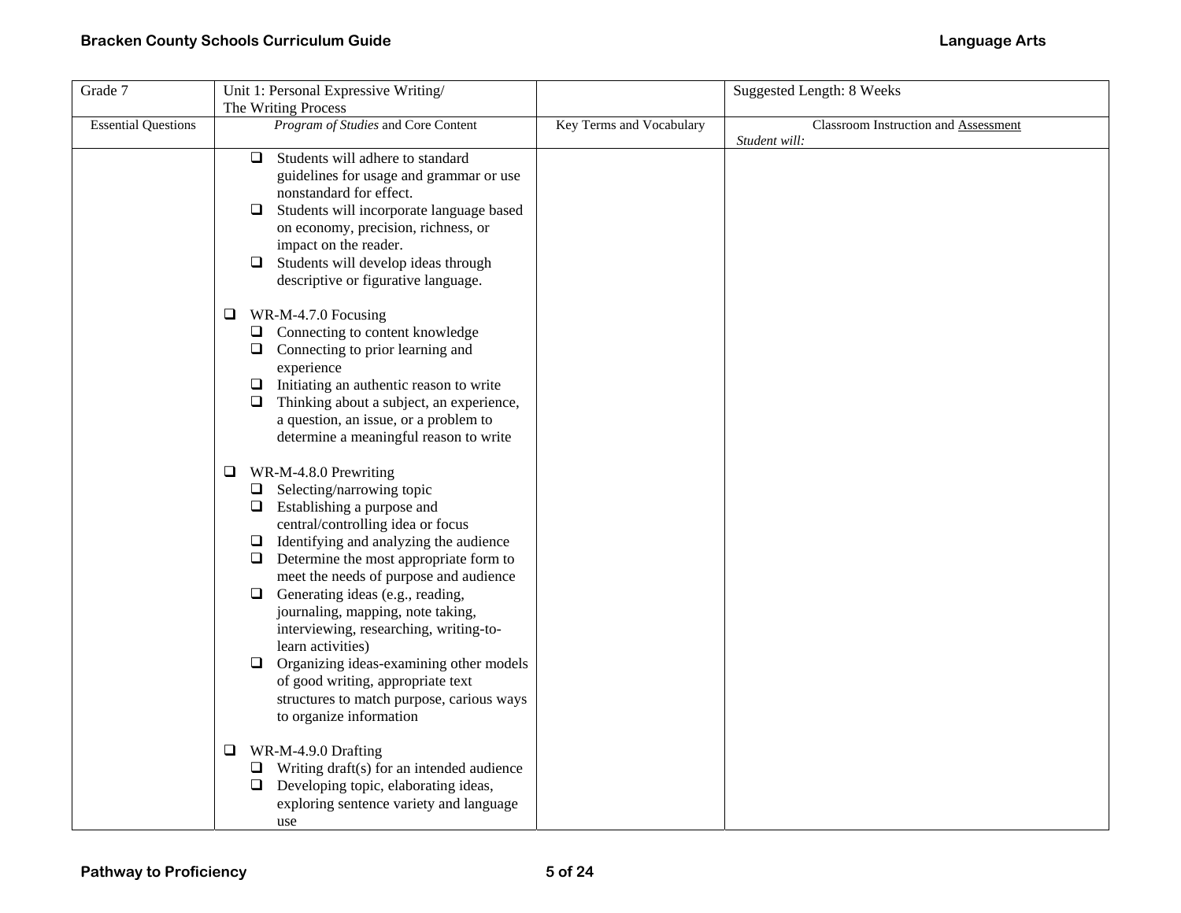| Grade 7 | Unit 1: Personal Expressive Writing/ The Writing Process | | Suggested Length: 8 Weeks |
|---|---|---|---|
| Essential Questions | *Program of Studies* and Core Content | Key Terms and Vocabulary | Classroom Instruction and Assessment<br>*Student will:* |
| | ❑ Students will adhere to standard guidelines for usage and grammar or use nonstandard for effect.<br>❑ Students will incorporate language based on economy, precision, richness, or impact on the reader.<br>❑ Students will develop ideas through descriptive or figurative language.<br><br>❑ WR-M-4.7.0 Focusing<br>❑ Connecting to content knowledge<br>❑ Connecting to prior learning and experience<br>❑ Initiating an authentic reason to write<br>❑ Thinking about a subject, an experience, a question, an issue, or a problem to determine a meaningful reason to write<br><br>❑ WR-M-4.8.0 Prewriting<br>❑ Selecting/narrowing topic<br>❑ Establishing a purpose and central/controlling idea or focus<br>❑ Identifying and analyzing the audience<br>❑ Determine the most appropriate form to meet the needs of purpose and audience<br>❑ Generating ideas (e.g., reading, journaling, mapping, note taking, interviewing, researching, writing-to-learn activities)<br>❑ Organizing ideas-examining other models of good writing, appropriate text structures to match purpose, carious ways to organize information<br><br>❑ WR-M-4.9.0 Drafting<br>❑ Writing draft(s) for an intended audience<br>❑ Developing topic, elaborating ideas, exploring sentence variety and language use | | |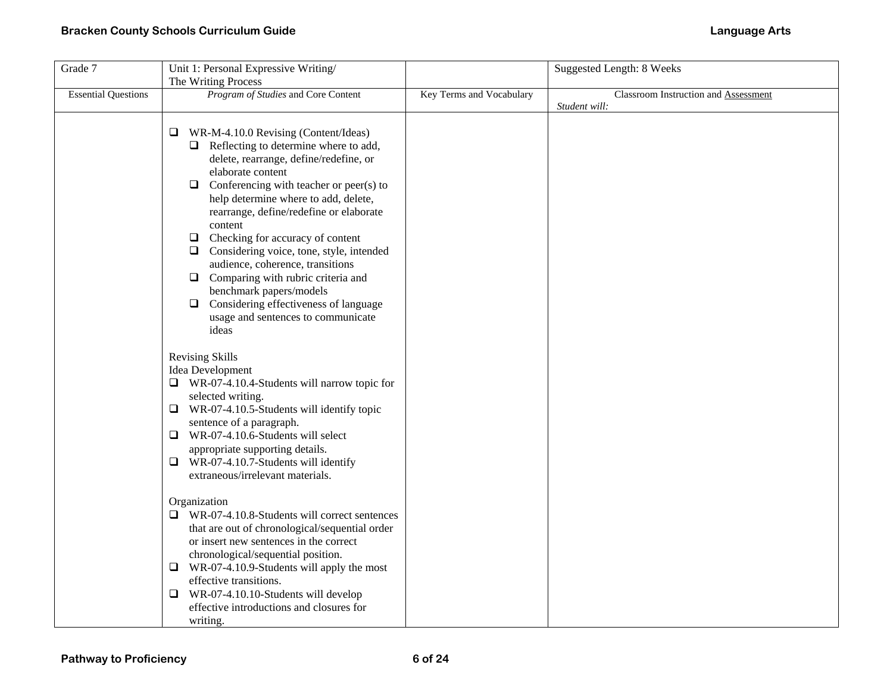| Grade 7 | Unit 1: Personal Expressive Writing/ The Writing Process | | Suggested Length: 8 Weeks |
|---|---|---|---|
| Essential Questions | *Program of Studies* and Core Content | Key Terms and Vocabulary | Classroom Instruction and Assessment<br>*Student will:* |
| | ❑ WR-M-4.10.0 Revising (Content/Ideas)<br>❑ Reflecting to determine where to add, delete, rearrange, define/redefine, or elaborate content<br>❑ Conferencing with teacher or peer(s) to help determine where to add, delete, rearrange, define/redefine or elaborate content<br>❑ Checking for accuracy of content<br>❑ Considering voice, tone, style, intended audience, coherence, transitions<br>❑ Comparing with rubric criteria and benchmark papers/models<br>❑ Considering effectiveness of language usage and sentences to communicate ideas<br><br>Revising Skills<br>Idea Development<br>❑ WR-07-4.10.4-Students will narrow topic for selected writing.<br>❑ WR-07-4.10.5-Students will identify topic sentence of a paragraph.<br>❑ WR-07-4.10.6-Students will select appropriate supporting details.<br>❑ WR-07-4.10.7-Students will identify extraneous/irrelevant materials.<br><br>Organization<br>❑ WR-07-4.10.8-Students will correct sentences that are out of chronological/sequential order or insert new sentences in the correct chronological/sequential position.<br>❑ WR-07-4.10.9-Students will apply the most effective transitions.<br>❑ WR-07-4.10.10-Students will develop effective introductions and closures for writing. | | |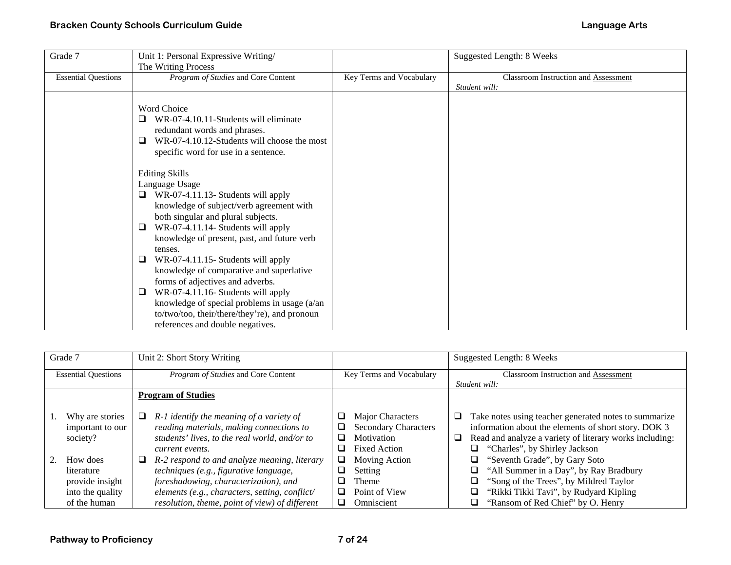| Grade 7 | Unit 1: Personal Expressive Writing/ The Writing Process | | Suggested Length: 8 Weeks |
|---|---|---|---|
| Essential Questions | *Program of Studies* and Core Content | Key Terms and Vocabulary | Classroom Instruction and Assessment *Student will:* |
| | Word Choice<br>☐ WR-07-4.10.11-Students will eliminate redundant words and phrases.<br>☐ WR-07-4.10.12-Students will choose the most specific word for use in a sentence.<br><br>Editing Skills<br>Language Usage<br>☐ WR-07-4.11.13- Students will apply knowledge of subject/verb agreement with both singular and plural subjects.<br>☐ WR-07-4.11.14- Students will apply knowledge of present, past, and future verb tenses.<br>☐ WR-07-4.11.15- Students will apply knowledge of comparative and superlative forms of adjectives and adverbs.<br>☐ WR-07-4.11.16- Students will apply knowledge of special problems in usage (a/an to/two/too, their/there/they're), and pronoun references and double negatives. | | |

| Grade 7 | Unit 2: Short Story Writing | | Suggested Length: 8 Weeks |
|---|---|---|---|
| Essential Questions | *Program of Studies* and Core Content | Key Terms and Vocabulary | Classroom Instruction and Assessment *Student will:* |
| 1. Why are stories important to our society?<br><br>2. How does literature provide insight into the quality of the human | **Program of Studies**<br><br>☐ *R-1 identify the meaning of a variety of reading materials, making connections to students' lives, to the real world, and/or to current events.*<br>☐ *R-2 respond to and analyze meaning, literary techniques (e.g., figurative language, foreshadowing, characterization), and elements (e.g., characters, setting, conflict/ resolution, theme, point of view) of different* | ☐ Major Characters<br>☐ Secondary Characters<br>☐ Motivation<br>☐ Fixed Action<br>☐ Moving Action<br>☐ Setting<br>☐ Theme<br>☐ Point of View<br>☐ Omniscient | ☐ Take notes using teacher generated notes to summarize information about the elements of short story. DOK 3<br>☐ Read and analyze a variety of literary works including:<br>☐ "Charles", by Shirley Jackson<br>☐ "Seventh Grade", by Gary Soto<br>☐ "All Summer in a Day", by Ray Bradbury<br>☐ "Song of the Trees", by Mildred Taylor<br>☐ "Rikki Tikki Tavi", by Rudyard Kipling<br>☐ "Ransom of Red Chief" by O. Henry |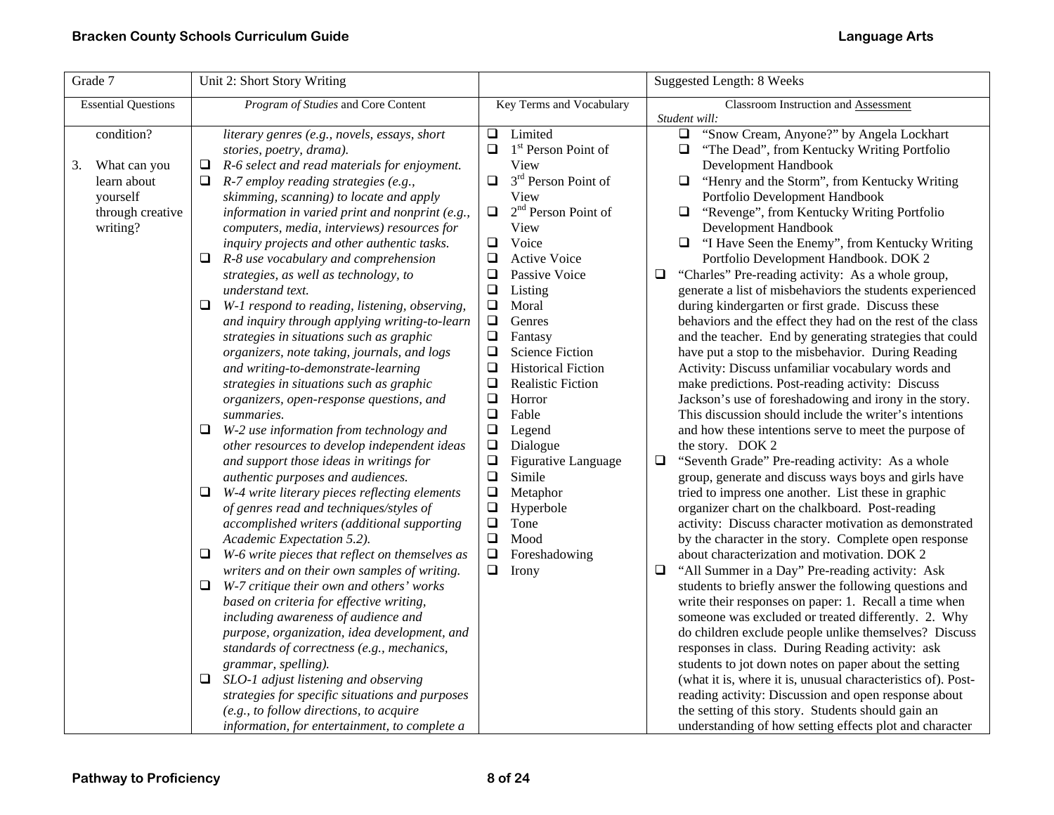| Grade 7 | Unit 2: Short Story Writing | | Suggested Length: 8 Weeks |
|---|---|---|---|
| Essential Questions | *Program of Studies* and Core Content | Key Terms and Vocabulary | Classroom Instruction and Assessment<br>*Student will:* |
| condition?<br><br>3. What can you learn about yourself through creative writing? | *literary genres (e.g., novels, essays, short stories, poetry, drama).*<br>❑ *R-6 select and read materials for enjoyment.*<br>❑ *R-7 employ reading strategies (e.g., skimming, scanning) to locate and apply information in varied print and nonprint (e.g., computers, media, interviews) resources for inquiry projects and other authentic tasks.*<br>❑ *R-8 use vocabulary and comprehension strategies, as well as technology, to understand text.*<br>❑ *W-1 respond to reading, listening, observing, and inquiry through applying writing-to-learn strategies in situations such as graphic organizers, note taking, journals, and logs and writing-to-demonstrate-learning strategies in situations such as graphic organizers, open-response questions, and summaries.*<br>❑ *W-2 use information from technology and other resources to develop independent ideas and support those ideas in writings for authentic purposes and audiences.*<br>❑ *W-4 write literary pieces reflecting elements of genres read and techniques/styles of accomplished writers (additional supporting Academic Expectation 5.2).*<br>❑ *W-6 write pieces that reflect on themselves as writers and on their own samples of writing.*<br>❑ *W-7 critique their own and others' works based on criteria for effective writing, including awareness of audience and purpose, organization, idea development, and standards of correctness (e.g., mechanics, grammar, spelling).*<br>❑ *SLO-1 adjust listening and observing strategies for specific situations and purposes (e.g., to follow directions, to acquire information, for entertainment, to complete a* | ❑ Limited<br>❑ 1st Person Point of View<br>❑ 3rd Person Point of View<br>❑ 2nd Person Point of View<br>❑ Voice<br>❑ Active Voice<br>❑ Passive Voice<br>❑ Listing<br>❑ Moral<br>❑ Genres<br>❑ Fantasy<br>❑ Science Fiction<br>❑ Historical Fiction<br>❑ Realistic Fiction<br>❑ Horror<br>❑ Fable<br>❑ Legend<br>❑ Dialogue<br>❑ Figurative Language<br>❑ Simile<br>❑ Metaphor<br>❑ Hyperbole<br>❑ Tone<br>❑ Mood<br>❑ Foreshadowing<br>❑ Irony | ❑ "Snow Cream, Anyone?" by Angela Lockhart<br>❑ "The Dead", from Kentucky Writing Portfolio Development Handbook<br>❑ "Henry and the Storm", from Kentucky Writing Portfolio Development Handbook<br>❑ "Revenge", from Kentucky Writing Portfolio Development Handbook<br>❑ "I Have Seen the Enemy", from Kentucky Writing Portfolio Development Handbook. DOK 2<br>❑ "Charles" Pre-reading activity: As a whole group, generate a list of misbehaviors the students experienced during kindergarten or first grade. Discuss these behaviors and the effect they had on the rest of the class and the teacher. End by generating strategies that could have put a stop to the misbehavior. During Reading Activity: Discuss unfamiliar vocabulary words and make predictions. Post-reading activity: Discuss Jackson's use of foreshadowing and irony in the story. This discussion should include the writer's intentions and how these intentions serve to meet the purpose of the story. DOK 2<br>❑ "Seventh Grade" Pre-reading activity: As a whole group, generate and discuss ways boys and girls have tried to impress one another. List these in graphic organizer chart on the chalkboard. Post-reading activity: Discuss character motivation as demonstrated by the character in the story. Complete open response about characterization and motivation. DOK 2<br>❑ "All Summer in a Day" Pre-reading activity: Ask students to briefly answer the following questions and write their responses on paper: 1. Recall a time when someone was excluded or treated differently. 2. Why do children exclude people unlike themselves? Discuss responses in class. During Reading activity: ask students to jot down notes on paper about the setting (what it is, where it is, unusual characteristics of). Post-reading activity: Discussion and open response about the setting of this story. Students should gain an understanding of how setting effects plot and character |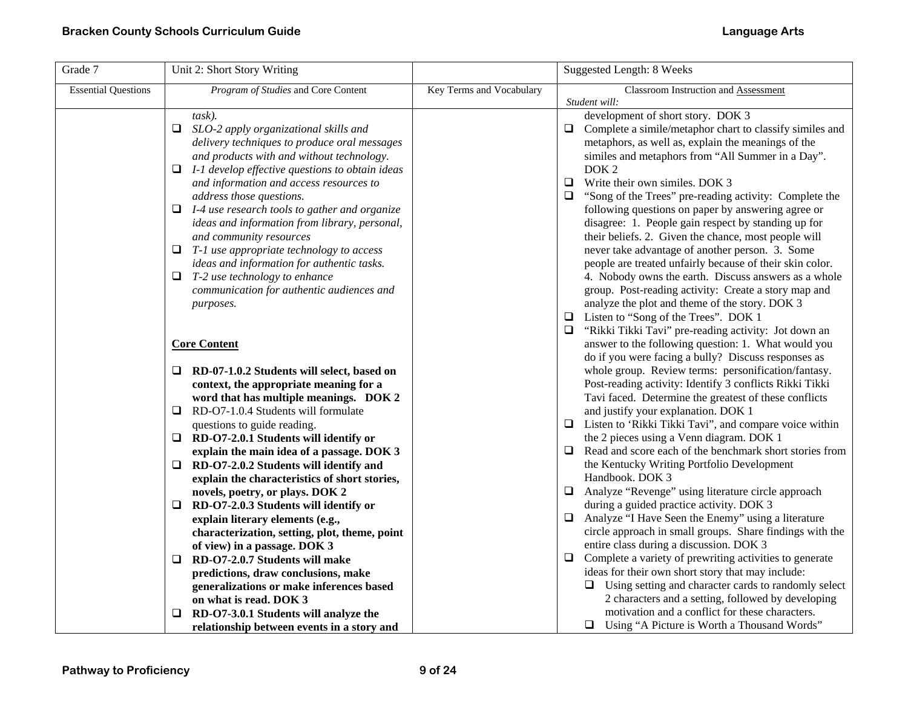| Grade 7 | Unit 2: Short Story Writing | | Suggested Length: 8 Weeks |
|---|---|---|---|
| Essential Questions | *Program of Studies* and Core Content | Key Terms and Vocabulary | Classroom Instruction and Assessment<br>*Student will:* |
| | *task).*<br>❑ *SLO-2 apply organizational skills and delivery techniques to produce oral messages and products with and without technology.*<br>❑ *I-1 develop effective questions to obtain ideas and information and access resources to address those questions.*<br>❑ *I-4 use research tools to gather and organize ideas and information from library, personal, and community resources*<br>❑ *T-1 use appropriate technology to access ideas and information for authentic tasks.*<br>❑ *T-2 use technology to enhance communication for authentic audiences and purposes.*<br><br>**Core Content**<br><br>❑ **RD-07-1.0.2 Students will select, based on context, the appropriate meaning for a word that has multiple meanings. DOK 2**<br>❑ RD-O7-1.0.4 Students will formulate questions to guide reading.<br>❑ **RD-O7-2.0.1 Students will identify or explain the main idea of a passage. DOK 3**<br>❑ **RD-O7-2.0.2 Students will identify and explain the characteristics of short stories, novels, poetry, or plays. DOK 2**<br>❑ **RD-O7-2.0.3 Students will identify or explain literary elements (e.g., characterization, setting, plot, theme, point of view) in a passage. DOK 3**<br>❑ **RD-O7-2.0.7 Students will make predictions, draw conclusions, make generalizations or make inferences based on what is read. DOK 3**<br>❑ **RD-O7-3.0.1 Students will analyze the relationship between events in a story and** | | development of short story. DOK 3<br>❑ Complete a simile/metaphor chart to classify similes and metaphors, as well as, explain the meanings of the similes and metaphors from "All Summer in a Day". DOK 2<br>❑ Write their own similes. DOK 3<br>❑ "Song of the Trees" pre-reading activity: Complete the following questions on paper by answering agree or disagree: 1. People gain respect by standing up for their beliefs. 2. Given the chance, most people will never take advantage of another person. 3. Some people are treated unfairly because of their skin color. 4. Nobody owns the earth. Discuss answers as a whole group. Post-reading activity: Create a story map and analyze the plot and theme of the story. DOK 3<br>❑ Listen to "Song of the Trees". DOK 1<br>❑ "Rikki Tikki Tavi" pre-reading activity: Jot down an answer to the following question: 1. What would you do if you were facing a bully? Discuss responses as whole group. Review terms: personification/fantasy. Post-reading activity: Identify 3 conflicts Rikki Tikki Tavi faced. Determine the greatest of these conflicts and justify your explanation. DOK 1<br>❑ Listen to 'Rikki Tikki Tavi", and compare voice within the 2 pieces using a Venn diagram. DOK 1<br>❑ Read and score each of the benchmark short stories from the Kentucky Writing Portfolio Development Handbook. DOK 3<br>❑ Analyze "Revenge" using literature circle approach during a guided practice activity. DOK 3<br>❑ Analyze "I Have Seen the Enemy" using a literature circle approach in small groups. Share findings with the entire class during a discussion. DOK 3<br>❑ Complete a variety of prewriting activities to generate ideas for their own short story that may include:<br>&nbsp;&nbsp;❑ Using setting and character cards to randomly select 2 characters and a setting, followed by developing motivation and a conflict for these characters.<br>&nbsp;&nbsp;❑ Using "A Picture is Worth a Thousand Words" |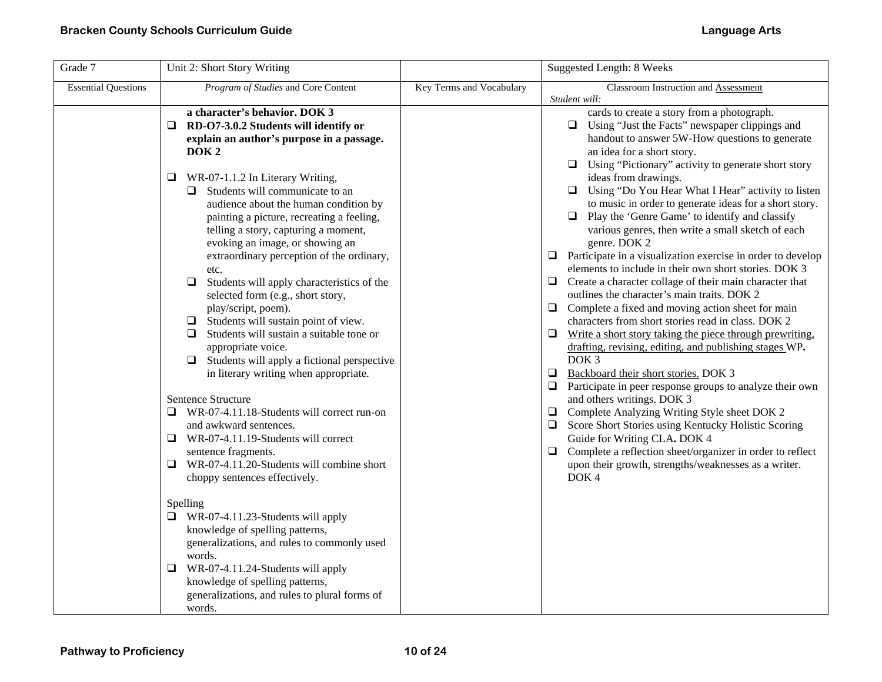| Grade 7 | Unit 2: Short Story Writing | | Suggested Length: 8 Weeks |
|---|---|---|---|
| Essential Questions | *Program of Studies* and Core Content | Key Terms and Vocabulary | Classroom Instruction and Assessment<br>*Student will:* |
| | **a character's behavior. DOK 3**<br>❑ **RD-O7-3.0.2 Students will identify or explain an author's purpose in a passage. DOK 2**<br><br>❑ WR-07-1.1.2 In Literary Writing,<br>❑ Students will communicate to an audience about the human condition by painting a picture, recreating a feeling, telling a story, capturing a moment, evoking an image, or showing an extraordinary perception of the ordinary, etc.<br>❑ Students will apply characteristics of the selected form (e.g., short story, play/script, poem).<br>❑ Students will sustain point of view.<br>❑ Students will sustain a suitable tone or appropriate voice.<br>❑ Students will apply a fictional perspective in literary writing when appropriate.<br><br>Sentence Structure<br>❑ WR-07-4.11.18-Students will correct run-on and awkward sentences.<br>❑ WR-07-4.11.19-Students will correct sentence fragments.<br>❑ WR-07-4.11.20-Students will combine short choppy sentences effectively.<br><br>Spelling<br>❑ WR-07-4.11.23-Students will apply knowledge of spelling patterns, generalizations, and rules to commonly used words.<br>❑ WR-07-4.11.24-Students will apply knowledge of spelling patterns, generalizations, and rules to plural forms of words. | | cards to create a story from a photograph.<br>❑ Using "Just the Facts" newspaper clippings and handout to answer 5W-How questions to generate an idea for a short story.<br>❑ Using "Pictionary" activity to generate short story ideas from drawings.<br>❑ Using "Do You Hear What I Hear" activity to listen to music in order to generate ideas for a short story.<br>❑ Play the 'Genre Game' to identify and classify various genres, then write a small sketch of each genre. DOK 2<br>❑ Participate in a visualization exercise in order to develop elements to include in their own short stories. DOK 3<br>❑ Create a character collage of their main character that outlines the character's main traits. DOK 2<br>❑ Complete a fixed and moving action sheet for main characters from short stories read in class. DOK 2<br>❑ <u>Write a short story taking the piece through prewriting, drafting, revising, editing, and publishing stages</u> WP**.** DOK 3<br>❑ <u>Backboard their short stories.</u> DOK 3<br>❑ Participate in peer response groups to analyze their own and others writings. DOK 3<br>❑ Complete Analyzing Writing Style sheet DOK 2<br>❑ Score Short Stories using Kentucky Holistic Scoring Guide for Writing CLA**.** DOK 4<br>❑ Complete a reflection sheet/organizer in order to reflect upon their growth, strengths/weaknesses as a writer. DOK 4 |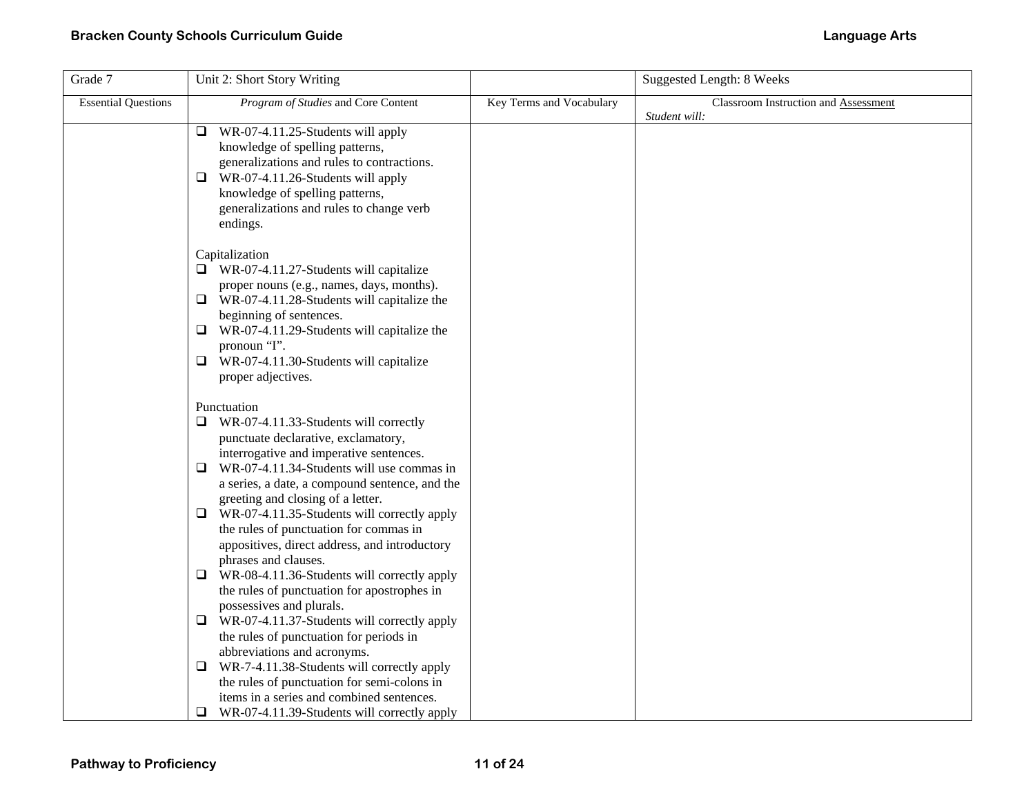| Grade 7 | Unit 2: Short Story Writing | | Suggested Length: 8 Weeks |
|---|---|---|---|
| Essential Questions | *Program of Studies* and Core Content | Key Terms and Vocabulary | Classroom Instruction and Assessment<br>*Student will:* |
| | ❑ WR-07-4.11.25-Students will apply knowledge of spelling patterns, generalizations and rules to contractions.<br>❑ WR-07-4.11.26-Students will apply knowledge of spelling patterns, generalizations and rules to change verb endings.<br><br>Capitalization<br>❑ WR-07-4.11.27-Students will capitalize proper nouns (e.g., names, days, months).<br>❑ WR-07-4.11.28-Students will capitalize the beginning of sentences.<br>❑ WR-07-4.11.29-Students will capitalize the pronoun "I".<br>❑ WR-07-4.11.30-Students will capitalize proper adjectives.<br><br>Punctuation<br>❑ WR-07-4.11.33-Students will correctly punctuate declarative, exclamatory, interrogative and imperative sentences.<br>❑ WR-07-4.11.34-Students will use commas in a series, a date, a compound sentence, and the greeting and closing of a letter.<br>❑ WR-07-4.11.35-Students will correctly apply the rules of punctuation for commas in appositives, direct address, and introductory phrases and clauses.<br>❑ WR-08-4.11.36-Students will correctly apply the rules of punctuation for apostrophes in possessives and plurals.<br>❑ WR-07-4.11.37-Students will correctly apply the rules of punctuation for periods in abbreviations and acronyms.<br>❑ WR-7-4.11.38-Students will correctly apply the rules of punctuation for semi-colons in items in a series and combined sentences.<br>❑ WR-07-4.11.39-Students will correctly apply | | |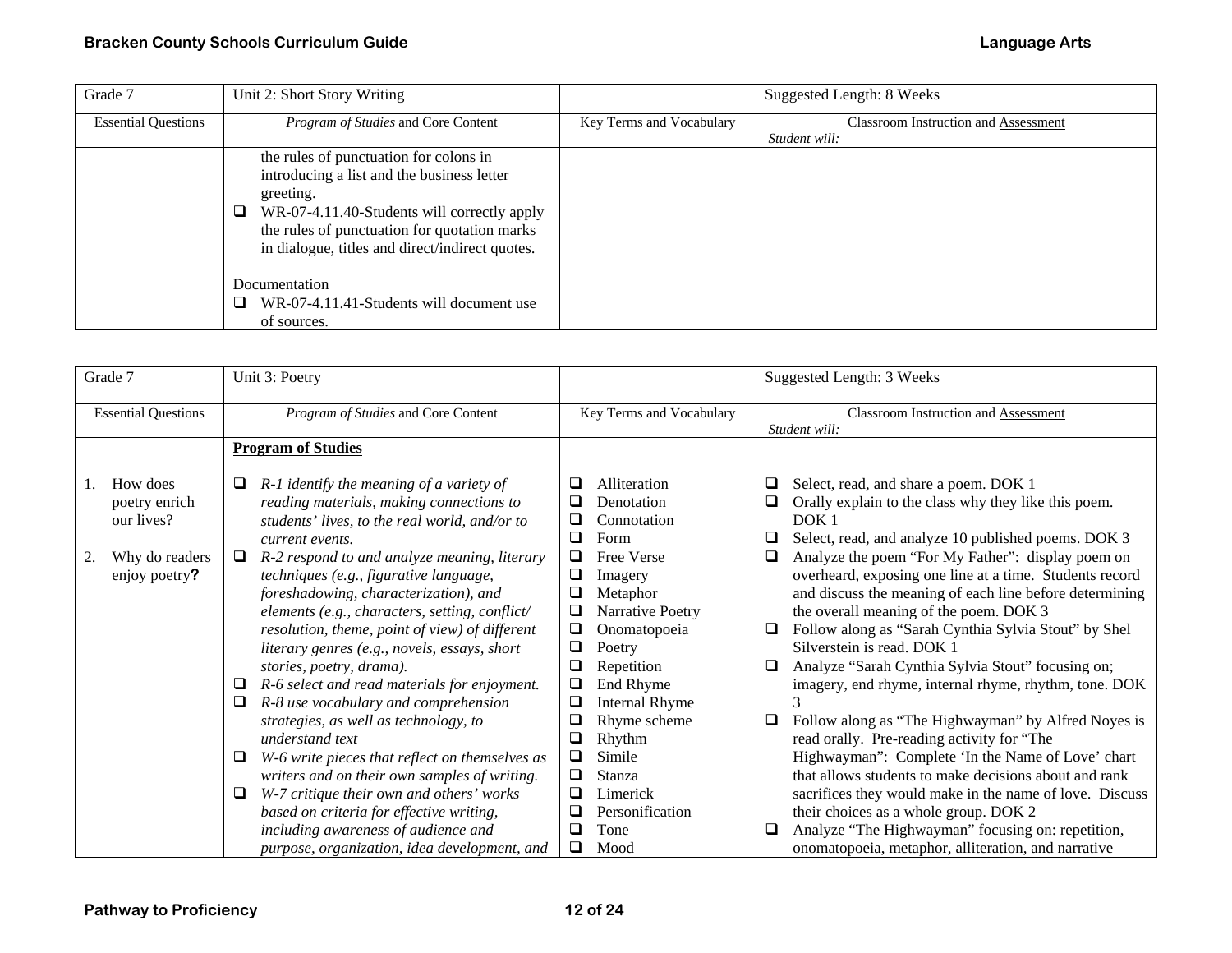| Grade 7 | Unit 2: Short Story Writing | | Suggested Length: 8 Weeks |
|---|---|---|---|
| Essential Questions | *Program of Studies* and Core Content | Key Terms and Vocabulary | Classroom Instruction and Assessment<br>*Student will:* |
| | the rules of punctuation for colons in introducing a list and the business letter greeting.<br>❑ WR-07-4.11.40-Students will correctly apply the rules of punctuation for quotation marks in dialogue, titles and direct/indirect quotes.<br><br>Documentation<br>❑ WR-07-4.11.41-Students will document use of sources. | | |

| Grade 7 | Unit 3: Poetry | | Suggested Length: 3 Weeks |
|---|---|---|---|
| Essential Questions | *Program of Studies* and Core Content | Key Terms and Vocabulary | Classroom Instruction and Assessment<br>*Student will:* |
| 1. How does poetry enrich our lives?<br><br>2. Why do readers enjoy poetry**?** | **Program of Studies**<br><br>❑ *R-1 identify the meaning of a variety of reading materials, making connections to students' lives, to the real world, and/or to current events.*<br>❑ *R-2 respond to and analyze meaning, literary techniques (e.g., figurative language, foreshadowing, characterization), and elements (e.g., characters, setting, conflict/ resolution, theme, point of view) of different literary genres (e.g., novels, essays, short stories, poetry, drama).*<br>❑ *R-6 select and read materials for enjoyment.*<br>❑ *R-8 use vocabulary and comprehension strategies, as well as technology, to understand text*<br>❑ *W-6 write pieces that reflect on themselves as writers and on their own samples of writing.*<br>❑ *W-7 critique their own and others' works based on criteria for effective writing, including awareness of audience and purpose, organization, idea development, and* | ❑ Alliteration<br>❑ Denotation<br>❑ Connotation<br>❑ Form<br>❑ Free Verse<br>❑ Imagery<br>❑ Metaphor<br>❑ Narrative Poetry<br>❑ Onomatopoeia<br>❑ Poetry<br>❑ Repetition<br>❑ End Rhyme<br>❑ Internal Rhyme<br>❑ Rhyme scheme<br>❑ Rhythm<br>❑ Simile<br>❑ Stanza<br>❑ Limerick<br>❑ Personification<br>❑ Tone<br>❑ Mood | ❑ Select, read, and share a poem. DOK 1<br>❑ Orally explain to the class why they like this poem. DOK 1<br>❑ Select, read, and analyze 10 published poems. DOK 3<br>❑ Analyze the poem "For My Father": display poem on overheard, exposing one line at a time. Students record and discuss the meaning of each line before determining the overall meaning of the poem. DOK 3<br>❑ Follow along as "Sarah Cynthia Sylvia Stout" by Shel Silverstein is read. DOK 1<br>❑ Analyze "Sarah Cynthia Sylvia Stout" focusing on; imagery, end rhyme, internal rhyme, rhythm, tone. DOK 3<br>❑ Follow along as "The Highwayman" by Alfred Noyes is read orally. Pre-reading activity for "The Highwayman": Complete 'In the Name of Love' chart that allows students to make decisions about and rank sacrifices they would make in the name of love. Discuss their choices as a whole group. DOK 2<br>❑ Analyze "The Highwayman" focusing on: repetition, onomatopoeia, metaphor, alliteration, and narrative |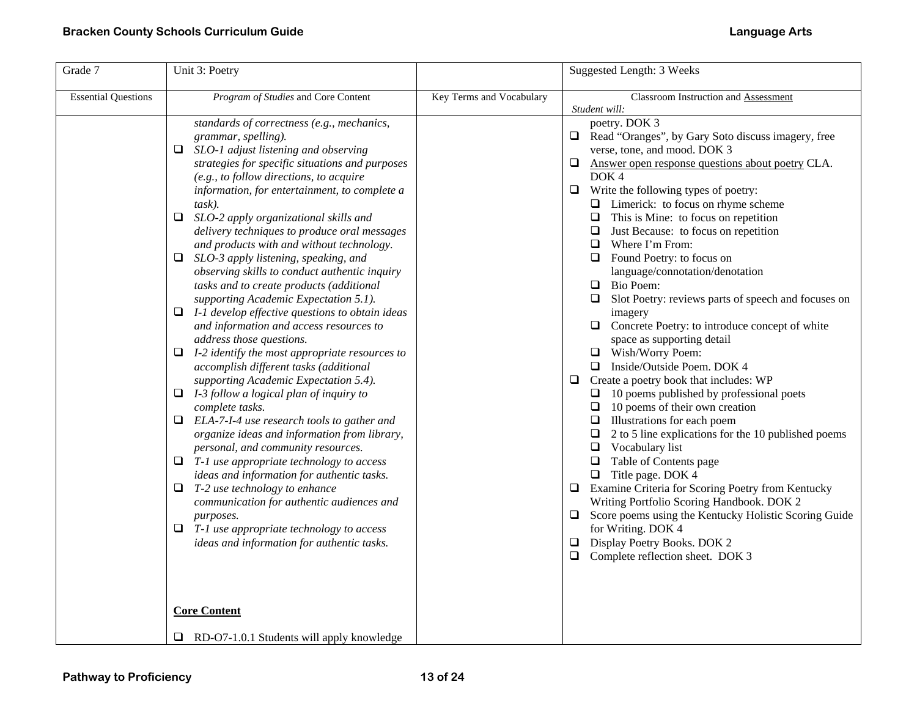| Grade 7 | Unit 3: Poetry | | Suggested Length: 3 Weeks |
|---|---|---|---|
| Essential Questions | *Program of Studies* and Core Content | Key Terms and Vocabulary | Classroom Instruction and Assessment<br>*Student will:* |
| | *standards of correctness (e.g., mechanics, grammar, spelling).*<br>❑ *SLO-1 adjust listening and observing strategies for specific situations and purposes (e.g., to follow directions, to acquire information, for entertainment, to complete a task).*<br>❑ *SLO-2 apply organizational skills and delivery techniques to produce oral messages and products with and without technology.*<br>❑ *SLO-3 apply listening, speaking, and observing skills to conduct authentic inquiry tasks and to create products (additional supporting Academic Expectation 5.1).*<br>❑ *I-1 develop effective questions to obtain ideas and information and access resources to address those questions.*<br>❑ *I-2 identify the most appropriate resources to accomplish different tasks (additional supporting Academic Expectation 5.4).*<br>❑ *I-3 follow a logical plan of inquiry to complete tasks.*<br>❑ *ELA-7-I-4 use research tools to gather and organize ideas and information from library, personal, and community resources.*<br>❑ *T-1 use appropriate technology to access ideas and information for authentic tasks.*<br>❑ *T-2 use technology to enhance communication for authentic audiences and purposes.*<br>❑ *T-1 use appropriate technology to access ideas and information for authentic tasks.*<br><br>**Core Content**<br><br>❑ RD-O7-1.0.1 Students will apply knowledge | | poetry. DOK 3<br>❑ Read "Oranges", by Gary Soto discuss imagery, free verse, tone, and mood. DOK 3<br>❑ Answer open response questions about poetry CLA. DOK 4<br>❑ Write the following types of poetry:<br>&nbsp;&nbsp;❑ Limerick: to focus on rhyme scheme<br>&nbsp;&nbsp;❑ This is Mine: to focus on repetition<br>&nbsp;&nbsp;❑ Just Because: to focus on repetition<br>&nbsp;&nbsp;❑ Where I'm From:<br>&nbsp;&nbsp;❑ Found Poetry: to focus on language/connotation/denotation<br>&nbsp;&nbsp;❑ Bio Poem:<br>&nbsp;&nbsp;❑ Slot Poetry: reviews parts of speech and focuses on imagery<br>&nbsp;&nbsp;❑ Concrete Poetry: to introduce concept of white space as supporting detail<br>&nbsp;&nbsp;❑ Wish/Worry Poem:<br>&nbsp;&nbsp;❑ Inside/Outside Poem. DOK 4<br>❑ Create a poetry book that includes: WP<br>&nbsp;&nbsp;❑ 10 poems published by professional poets<br>&nbsp;&nbsp;❑ 10 poems of their own creation<br>&nbsp;&nbsp;❑ Illustrations for each poem<br>&nbsp;&nbsp;❑ 2 to 5 line explications for the 10 published poems<br>&nbsp;&nbsp;❑ Vocabulary list<br>&nbsp;&nbsp;❑ Table of Contents page<br>&nbsp;&nbsp;❑ Title page. DOK 4<br>❑ Examine Criteria for Scoring Poetry from Kentucky Writing Portfolio Scoring Handbook. DOK 2<br>❑ Score poems using the Kentucky Holistic Scoring Guide for Writing. DOK 4<br>❑ Display Poetry Books. DOK 2<br>❑ Complete reflection sheet. DOK 3 |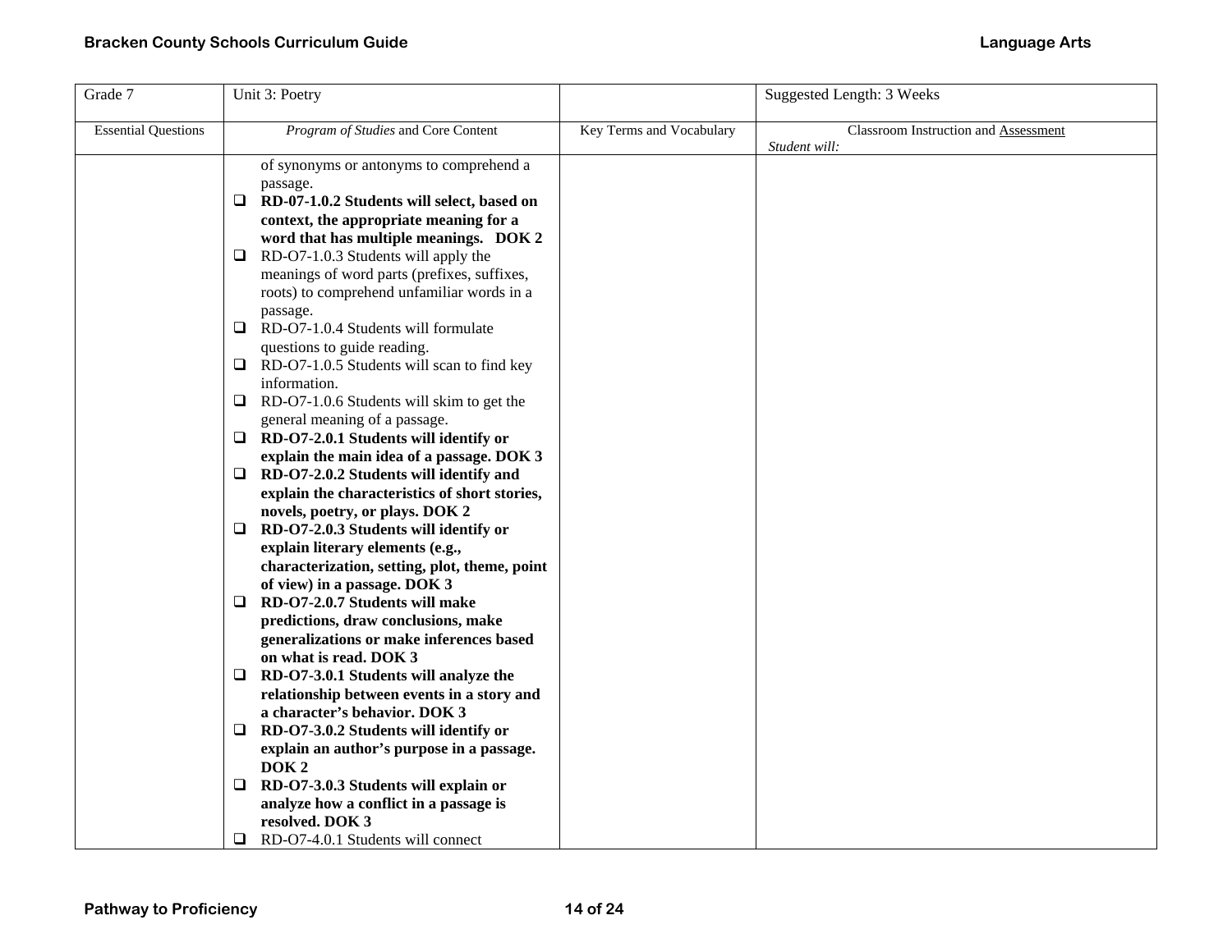| Grade 7 | Unit 3: Poetry | | Suggested Length: 3 Weeks |
|---|---|---|---|
| Essential Questions | *Program of Studies* and Core Content | Key Terms and Vocabulary | Classroom Instruction and Assessment<br>*Student will:* |
| | of synonyms or antonyms to comprehend a passage.<br>❑ **RD-07-1.0.2 Students will select, based on context, the appropriate meaning for a word that has multiple meanings. DOK 2**<br>❑ RD-O7-1.0.3 Students will apply the meanings of word parts (prefixes, suffixes, roots) to comprehend unfamiliar words in a passage.<br>❑ RD-O7-1.0.4 Students will formulate questions to guide reading.<br>❑ RD-O7-1.0.5 Students will scan to find key information.<br>❑ RD-O7-1.0.6 Students will skim to get the general meaning of a passage.<br>❑ **RD-O7-2.0.1 Students will identify or explain the main idea of a passage. DOK 3**<br>❑ **RD-O7-2.0.2 Students will identify and explain the characteristics of short stories, novels, poetry, or plays. DOK 2**<br>❑ **RD-O7-2.0.3 Students will identify or explain literary elements (e.g., characterization, setting, plot, theme, point of view) in a passage. DOK 3**<br>❑ **RD-O7-2.0.7 Students will make predictions, draw conclusions, make generalizations or make inferences based on what is read. DOK 3**<br>❑ **RD-O7-3.0.1 Students will analyze the relationship between events in a story and a character's behavior. DOK 3**<br>❑ **RD-O7-3.0.2 Students will identify or explain an author's purpose in a passage. DOK 2**<br>❑ **RD-O7-3.0.3 Students will explain or analyze how a conflict in a passage is resolved. DOK 3**<br>❑ RD-O7-4.0.1 Students will connect | | |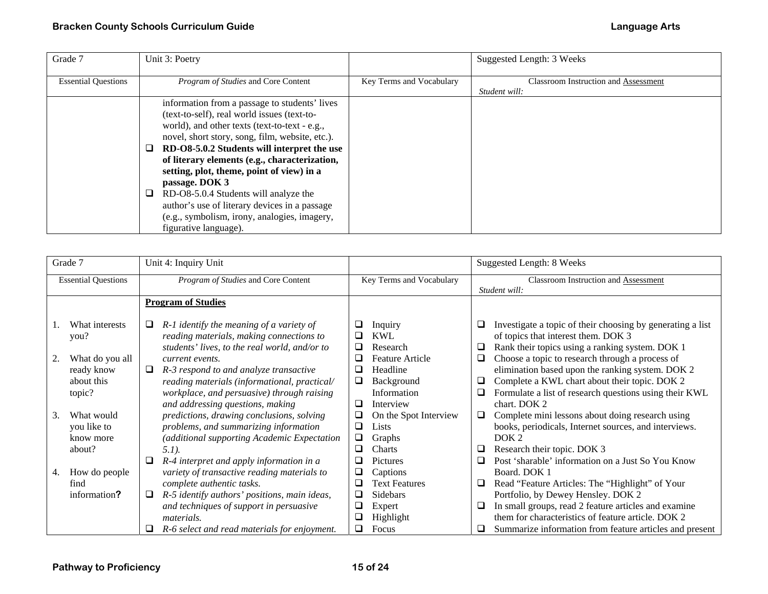| Grade 7 | Unit 3: Poetry | | Suggested Length: 3 Weeks |
|---|---|---|---|
| Essential Questions | *Program of Studies* and Core Content | Key Terms and Vocabulary | Classroom Instruction and Assessment<br>*Student will:* |
| | information from a passage to students' lives (text-to-self), real world issues (text-to-world), and other texts (text-to-text - e.g., novel, short story, song, film, website, etc.).<br>❑ **RD-O8-5.0.2 Students will interpret the use of literary elements (e.g., characterization, setting, plot, theme, point of view) in a passage. DOK 3**<br>❑ RD-O8-5.0.4 Students will analyze the author's use of literary devices in a passage (e.g., symbolism, irony, analogies, imagery, figurative language). | | |

| Grade 7 | Unit 4: Inquiry Unit | | Suggested Length: 8 Weeks |
|---|---|---|---|
| Essential Questions | *Program of Studies* and Core Content | Key Terms and Vocabulary | Classroom Instruction and Assessment<br>*Student will:* |
| 1. What interests you?<br><br>2. What do you all ready know about this topic?<br><br>3. What would you like to know more about?<br><br>4. How do people find information**?** | **Program of Studies**<br><br>❑ *R-1 identify the meaning of a variety of reading materials, making connections to students' lives, to the real world, and/or to current events.*<br>❑ *R-3 respond to and analyze transactive reading materials (informational, practical/ workplace, and persuasive) through raising and addressing questions, making predictions, drawing conclusions, solving problems, and summarizing information (additional supporting Academic Expectation 5.1).*<br>❑ *R-4 interpret and apply information in a variety of transactive reading materials to complete authentic tasks.*<br>❑ *R-5 identify authors' positions, main ideas, and techniques of support in persuasive materials.*<br>❑ *R-6 select and read materials for enjoyment.* | ❑ Inquiry<br>❑ KWL<br>❑ Research<br>❑ Feature Article<br>❑ Headline<br>❑ Background Information<br>❑ Interview<br>❑ On the Spot Interview<br>❑ Lists<br>❑ Graphs<br>❑ Charts<br>❑ Pictures<br>❑ Captions<br>❑ Text Features<br>❑ Sidebars<br>❑ Expert<br>❑ Highlight<br>❑ Focus | ❑ Investigate a topic of their choosing by generating a list of topics that interest them. DOK 3<br>❑ Rank their topics using a ranking system. DOK 1<br>❑ Choose a topic to research through a process of elimination based upon the ranking system. DOK 2<br>❑ Complete a KWL chart about their topic. DOK 2<br>❑ Formulate a list of research questions using their KWL chart. DOK 2<br>❑ Complete mini lessons about doing research using books, periodicals, Internet sources, and interviews. DOK 2<br>❑ Research their topic. DOK 3<br>❑ Post 'sharable' information on a Just So You Know Board. DOK 1<br>❑ Read "Feature Articles: The "Highlight" of Your Portfolio, by Dewey Hensley. DOK 2<br>❑ In small groups, read 2 feature articles and examine them for characteristics of feature article. DOK 2<br>❑ Summarize information from feature articles and present |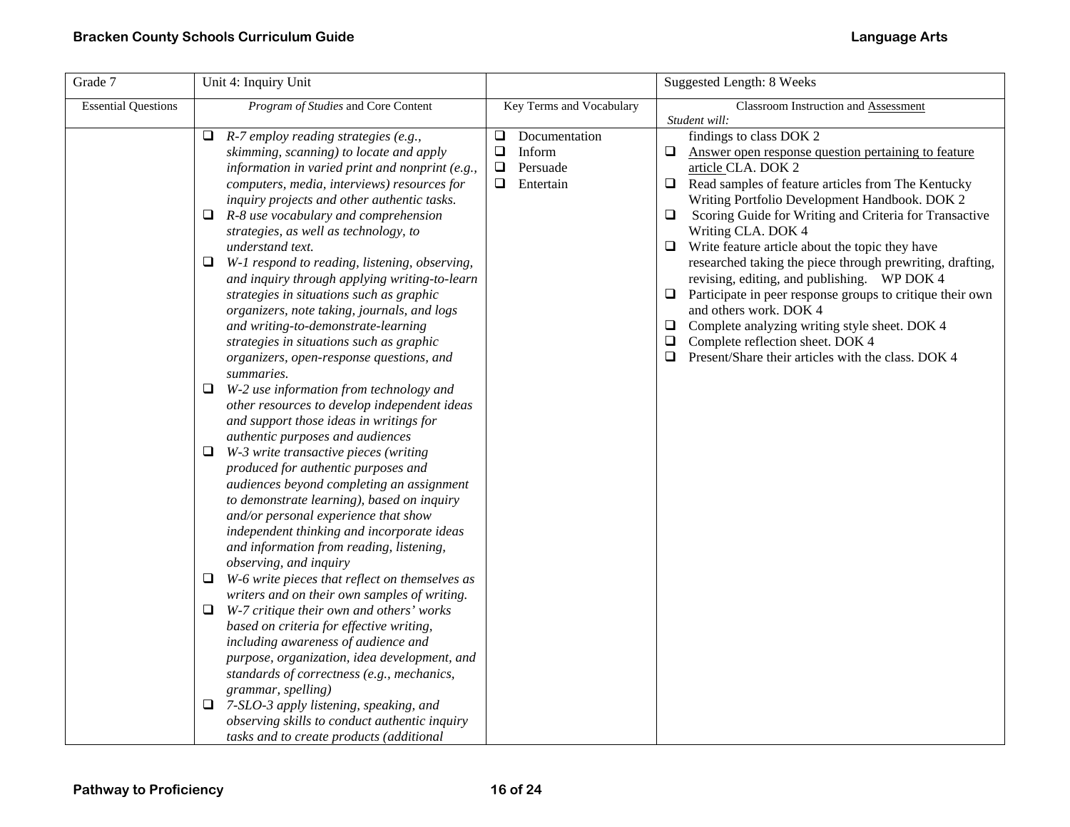| Grade 7 | Unit 4: Inquiry Unit | | Suggested Length: 8 Weeks |
|---|---|---|---|
| Essential Questions | *Program of Studies* and Core Content | Key Terms and Vocabulary | Classroom Instruction and Assessment<br>*Student will:* |
| | ❑ *R-7 employ reading strategies (e.g., skimming, scanning) to locate and apply information in varied print and nonprint (e.g., computers, media, interviews) resources for inquiry projects and other authentic tasks.*<br>❑ *R-8 use vocabulary and comprehension strategies, as well as technology, to understand text.*<br>❑ *W-1 respond to reading, listening, observing, and inquiry through applying writing-to-learn strategies in situations such as graphic organizers, note taking, journals, and logs and writing-to-demonstrate-learning strategies in situations such as graphic organizers, open-response questions, and summaries.*<br>❑ *W-2 use information from technology and other resources to develop independent ideas and support those ideas in writings for authentic purposes and audiences*<br>❑ *W-3 write transactive pieces (writing produced for authentic purposes and audiences beyond completing an assignment to demonstrate learning), based on inquiry and/or personal experience that show independent thinking and incorporate ideas and information from reading, listening, observing, and inquiry*<br>❑ *W-6 write pieces that reflect on themselves as writers and on their own samples of writing.*<br>❑ *W-7 critique their own and others' works based on criteria for effective writing, including awareness of audience and purpose, organization, idea development, and standards of correctness (e.g., mechanics, grammar, spelling)*<br>❑ *7-SLO-3 apply listening, speaking, and observing skills to conduct authentic inquiry tasks and to create products (additional* | ❑ Documentation<br>❑ Inform<br>❑ Persuade<br>❑ Entertain | findings to class DOK 2<br>❑ Answer open response question pertaining to feature article CLA. DOK 2<br>❑ Read samples of feature articles from The Kentucky Writing Portfolio Development Handbook. DOK 2<br>❑ Scoring Guide for Writing and Criteria for Transactive Writing CLA. DOK 4<br>❑ Write feature article about the topic they have researched taking the piece through prewriting, drafting, revising, editing, and publishing. WP DOK 4<br>❑ Participate in peer response groups to critique their own and others work. DOK 4<br>❑ Complete analyzing writing style sheet. DOK 4<br>❑ Complete reflection sheet. DOK 4<br>❑ Present/Share their articles with the class. DOK 4 |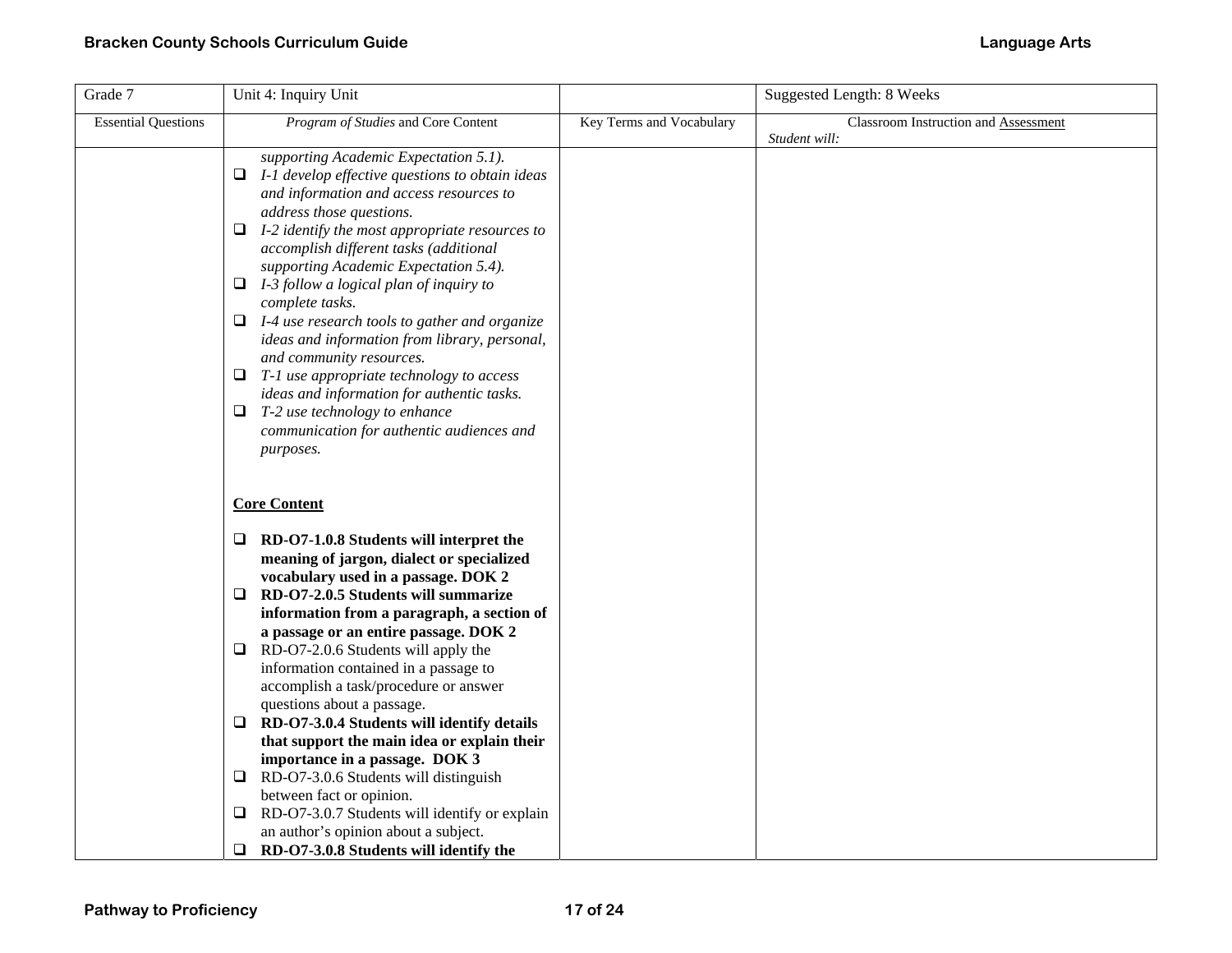| Grade 7 | Unit 4: Inquiry Unit | | Suggested Length: 8 Weeks |
|---|---|---|---|
| Essential Questions | *Program of Studies* and Core Content | Key Terms and Vocabulary | Classroom Instruction and Assessment<br>*Student will:* |
| | *supporting Academic Expectation 5.1).*<br>❑ *I-1 develop effective questions to obtain ideas and information and access resources to address those questions.*<br>❑ *I-2 identify the most appropriate resources to accomplish different tasks (additional supporting Academic Expectation 5.4).*<br>❑ *I-3 follow a logical plan of inquiry to complete tasks.*<br>❑ *I-4 use research tools to gather and organize ideas and information from library, personal, and community resources.*<br>❑ *T-1 use appropriate technology to access ideas and information for authentic tasks.*<br>❑ *T-2 use technology to enhance communication for authentic audiences and purposes.*<br><br>**Core Content**<br><br>❑ **RD-O7-1.0.8 Students will interpret the meaning of jargon, dialect or specialized vocabulary used in a passage. DOK 2**<br>❑ **RD-O7-2.0.5 Students will summarize information from a paragraph, a section of a passage or an entire passage. DOK 2**<br>❑ RD-O7-2.0.6 Students will apply the information contained in a passage to accomplish a task/procedure or answer questions about a passage.<br>❑ **RD-O7-3.0.4 Students will identify details that support the main idea or explain their importance in a passage. DOK 3**<br>❑ RD-O7-3.0.6 Students will distinguish between fact or opinion.<br>❑ RD-O7-3.0.7 Students will identify or explain an author's opinion about a subject.<br>❑ **RD-O7-3.0.8 Students will identify the** | | |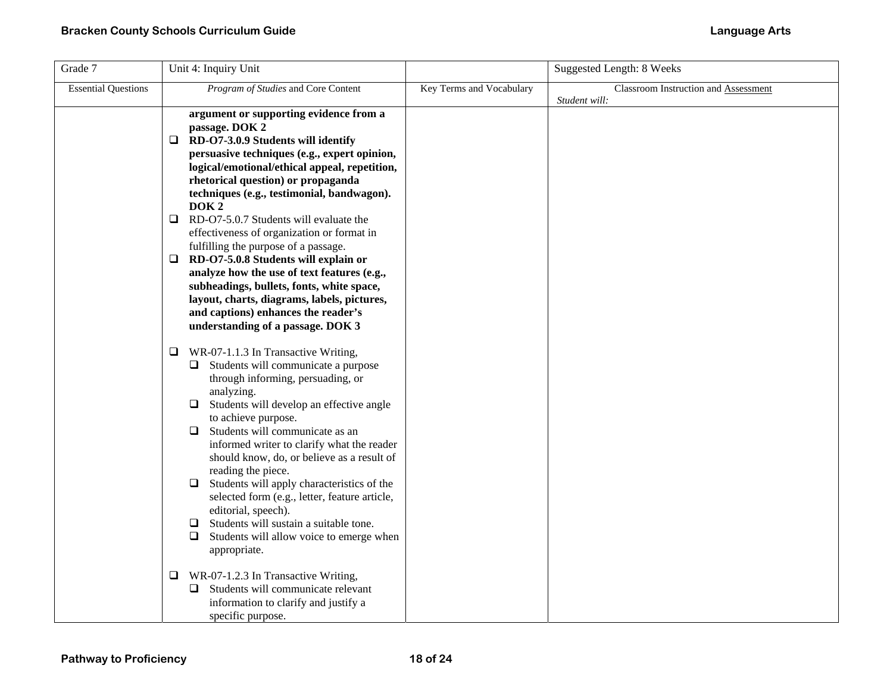| Grade 7 | Unit 4: Inquiry Unit | | Suggested Length: 8 Weeks |
|---|---|---|---|
| Essential Questions | *Program of Studies* and Core Content | Key Terms and Vocabulary | Classroom Instruction and Assessment *Student will:* |
| | **argument or supporting evidence from a passage. DOK 2**<br>❑ **RD-O7-3.0.9 Students will identify persuasive techniques (e.g., expert opinion, logical/emotional/ethical appeal, repetition, rhetorical question) or propaganda techniques (e.g., testimonial, bandwagon). DOK 2**<br>❑ RD-O7-5.0.7 Students will evaluate the effectiveness of organization or format in fulfilling the purpose of a passage.<br>❑ **RD-O7-5.0.8 Students will explain or analyze how the use of text features (e.g., subheadings, bullets, fonts, white space, layout, charts, diagrams, labels, pictures, and captions) enhances the reader's understanding of a passage. DOK 3**<br><br>❑ WR-07-1.1.3 In Transactive Writing,<br>&nbsp;&nbsp;❑ Students will communicate a purpose through informing, persuading, or analyzing.<br>&nbsp;&nbsp;❑ Students will develop an effective angle to achieve purpose.<br>&nbsp;&nbsp;❑ Students will communicate as an informed writer to clarify what the reader should know, do, or believe as a result of reading the piece.<br>&nbsp;&nbsp;❑ Students will apply characteristics of the selected form (e.g., letter, feature article, editorial, speech).<br>&nbsp;&nbsp;❑ Students will sustain a suitable tone.<br>&nbsp;&nbsp;❑ Students will allow voice to emerge when appropriate.<br><br>❑ WR-07-1.2.3 In Transactive Writing,<br>&nbsp;&nbsp;❑ Students will communicate relevant information to clarify and justify a specific purpose. | | |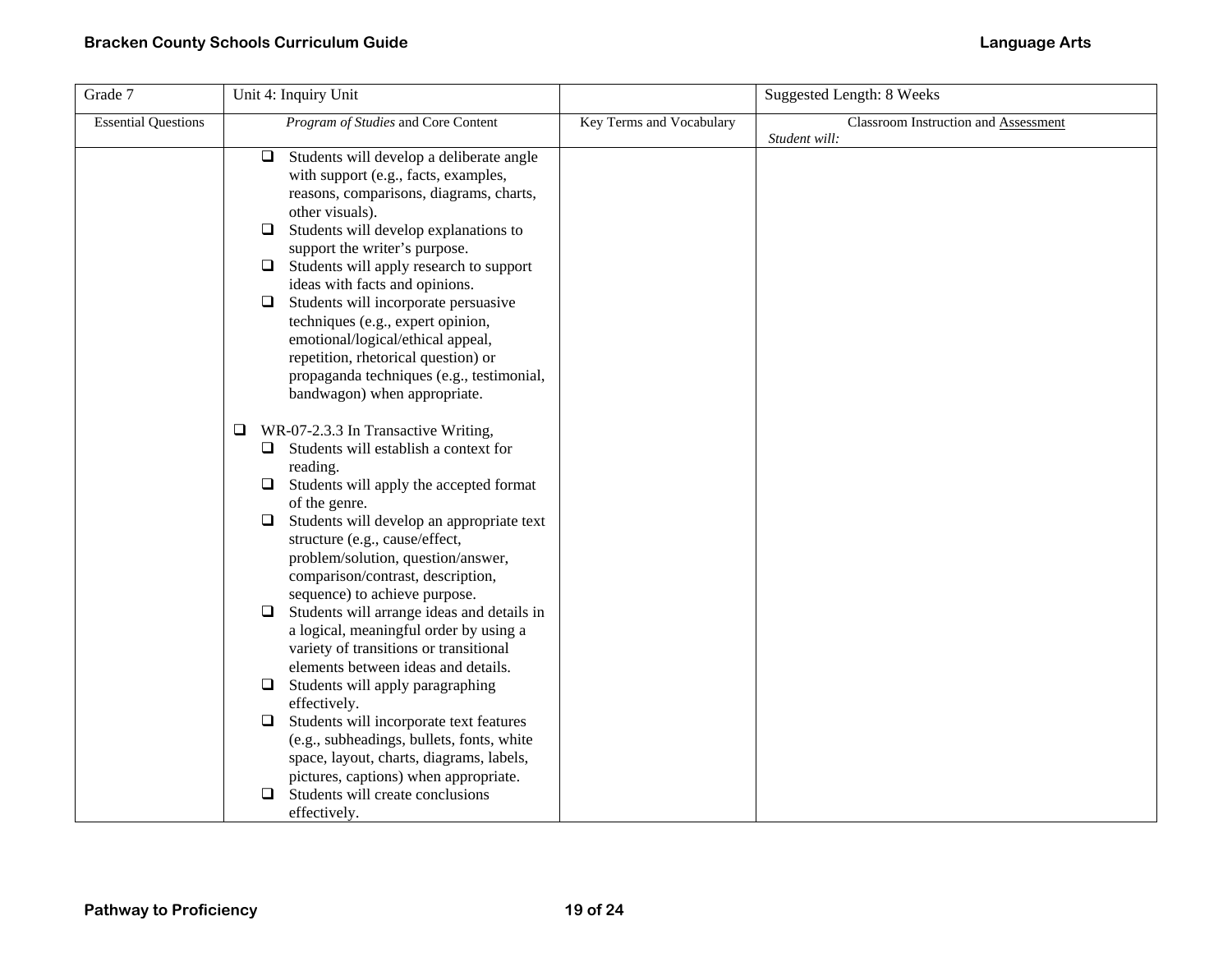| Grade 7 | Unit 4: Inquiry Unit | | Suggested Length: 8 Weeks |
|---|---|---|---|
| Essential Questions | *Program of Studies* and Core Content | Key Terms and Vocabulary | Classroom Instruction and Assessment<br>*Student will:* |
| | ❑ Students will develop a deliberate angle with support (e.g., facts, examples, reasons, comparisons, diagrams, charts, other visuals).<br>❑ Students will develop explanations to support the writer's purpose.<br>❑ Students will apply research to support ideas with facts and opinions.<br>❑ Students will incorporate persuasive techniques (e.g., expert opinion, emotional/logical/ethical appeal, repetition, rhetorical question) or propaganda techniques (e.g., testimonial, bandwagon) when appropriate.<br><br>❑ WR-07-2.3.3 In Transactive Writing,<br>❑ Students will establish a context for reading.<br>❑ Students will apply the accepted format of the genre.<br>❑ Students will develop an appropriate text structure (e.g., cause/effect, problem/solution, question/answer, comparison/contrast, description, sequence) to achieve purpose.<br>❑ Students will arrange ideas and details in a logical, meaningful order by using a variety of transitions or transitional elements between ideas and details.<br>❑ Students will apply paragraphing effectively.<br>❑ Students will incorporate text features (e.g., subheadings, bullets, fonts, white space, layout, charts, diagrams, labels, pictures, captions) when appropriate.<br>❑ Students will create conclusions effectively. | | |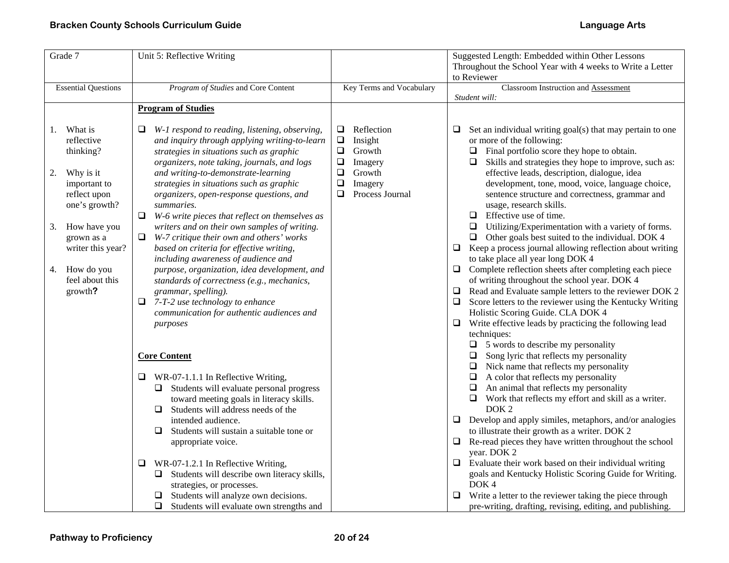| Grade 7 | Unit 5: Reflective Writing | | Suggested Length: Embedded within Other Lessons Throughout the School Year with 4 weeks to Write a Letter to Reviewer |
|---|---|---|---|
| Essential Questions | *Program of Studies* and Core Content | Key Terms and Vocabulary | Classroom Instruction and <u>Assessment</u><br>*Student will:* |
| 1. What is reflective thinking?<br><br>2. Why is it important to reflect upon one's growth?<br><br>3. How have you grown as a writer this year?<br><br>4. How do you feel about this growth**?** | **<u>Program of Studies</u>**<br><br>❑ *W-1 respond to reading, listening, observing, and inquiry through applying writing-to-learn strategies in situations such as graphic organizers, note taking, journals, and logs and writing-to-demonstrate-learning strategies in situations such as graphic organizers, open-response questions, and summaries.*<br>❑ *W-6 write pieces that reflect on themselves as writers and on their own samples of writing.*<br>❑ *W-7 critique their own and others' works based on criteria for effective writing, including awareness of audience and purpose, organization, idea development, and standards of correctness (e.g., mechanics, grammar, spelling).*<br>❑ *7-T-2 use technology to enhance communication for authentic audiences and purposes*<br><br>**<u>Core Content</u>**<br><br>❑ WR-07-1.1.1 In Reflective Writing,<br>&nbsp;&nbsp;❑ Students will evaluate personal progress toward meeting goals in literacy skills.<br>&nbsp;&nbsp;❑ Students will address needs of the intended audience.<br>&nbsp;&nbsp;❑ Students will sustain a suitable tone or appropriate voice.<br><br>❑ WR-07-1.2.1 In Reflective Writing,<br>&nbsp;&nbsp;❑ Students will describe own literacy skills, strategies, or processes.<br>&nbsp;&nbsp;❑ Students will analyze own decisions.<br>&nbsp;&nbsp;❑ Students will evaluate own strengths and | ❑ Reflection<br>❑ Insight<br>❑ Growth<br>❑ Imagery<br>❑ Growth<br>❑ Imagery<br>❑ Process Journal | ❑ Set an individual writing goal(s) that may pertain to one or more of the following:<br>&nbsp;&nbsp;❑ Final portfolio score they hope to obtain.<br>&nbsp;&nbsp;❑ Skills and strategies they hope to improve, such as: effective leads, description, dialogue, idea development, tone, mood, voice, language choice, sentence structure and correctness, grammar and usage, research skills.<br>&nbsp;&nbsp;❑ Effective use of time.<br>&nbsp;&nbsp;❑ Utilizing/Experimentation with a variety of forms.<br>&nbsp;&nbsp;❑ Other goals best suited to the individual. DOK 4<br>❑ Keep a process journal allowing reflection about writing to take place all year long DOK 4<br>❑ Complete reflection sheets after completing each piece of writing throughout the school year. DOK 4<br>❑ Read and Evaluate sample letters to the reviewer DOK 2<br>❑ Score letters to the reviewer using the Kentucky Writing Holistic Scoring Guide. CLA DOK 4<br>❑ Write effective leads by practicing the following lead techniques:<br>&nbsp;&nbsp;❑ 5 words to describe my personality<br>&nbsp;&nbsp;❑ Song lyric that reflects my personality<br>&nbsp;&nbsp;❑ Nick name that reflects my personality<br>&nbsp;&nbsp;❑ A color that reflects my personality<br>&nbsp;&nbsp;❑ An animal that reflects my personality<br>&nbsp;&nbsp;❑ Work that reflects my effort and skill as a writer. DOK 2<br>❑ Develop and apply similes, metaphors, and/or analogies to illustrate their growth as a writer. DOK 2<br>❑ Re-read pieces they have written throughout the school year. DOK 2<br>❑ Evaluate their work based on their individual writing goals and Kentucky Holistic Scoring Guide for Writing. DOK 4<br>❑ Write a letter to the reviewer taking the piece through pre-writing, drafting, revising, editing, and publishing. |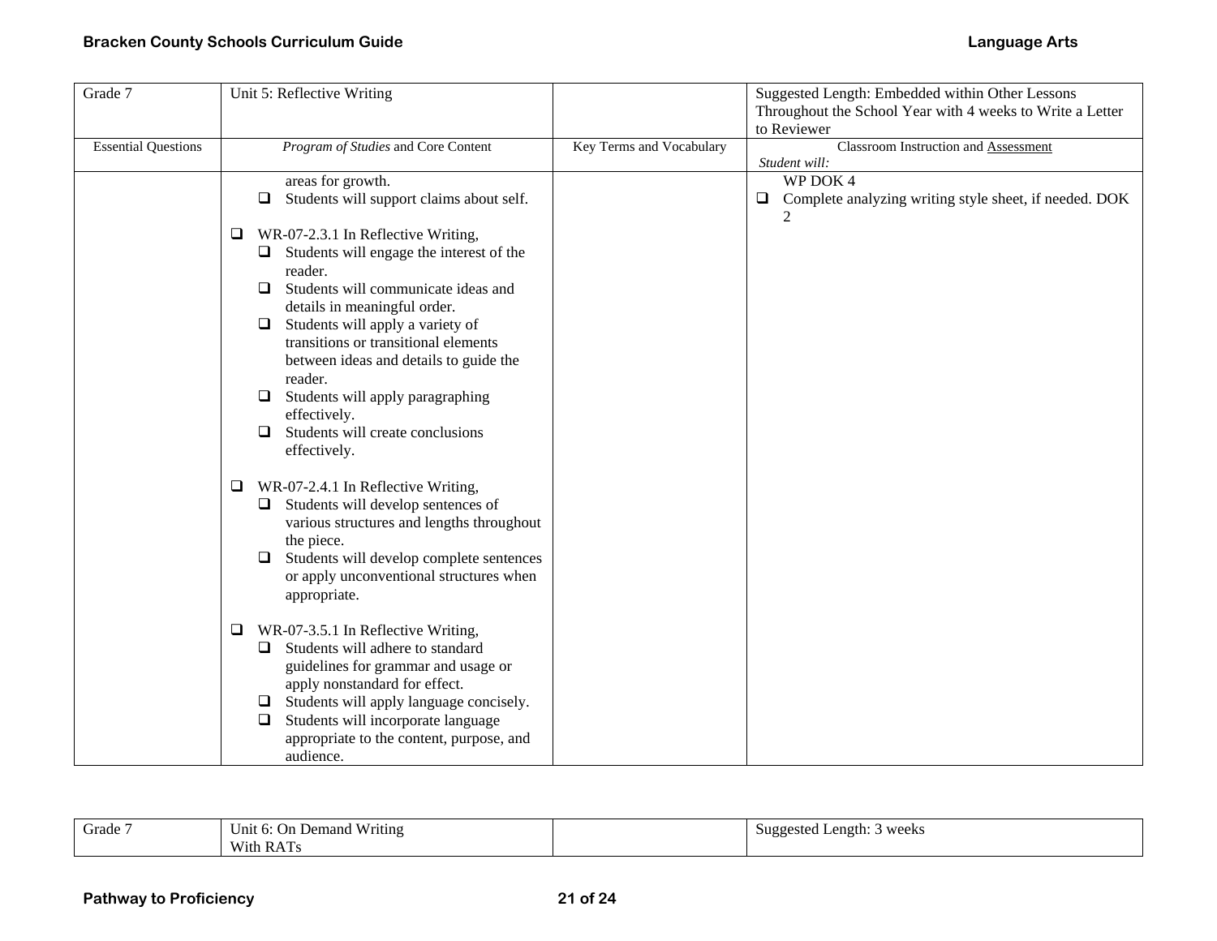| Grade 7 | Unit 5: Reflective Writing | | Suggested Length: Embedded within Other Lessons Throughout the School Year with 4 weeks to Write a Letter to Reviewer |
|---|---|---|---|
| Essential Questions | *Program of Studies* and Core Content | Key Terms and Vocabulary | Classroom Instruction and Assessment<br>*Student will:* |
| | areas for growth.<br>❑ Students will support claims about self.<br><br>❑ WR-07-2.3.1 In Reflective Writing,<br>❑ Students will engage the interest of the reader.<br>❑ Students will communicate ideas and details in meaningful order.<br>❑ Students will apply a variety of transitions or transitional elements between ideas and details to guide the reader.<br>❑ Students will apply paragraphing effectively.<br>❑ Students will create conclusions effectively.<br><br>❑ WR-07-2.4.1 In Reflective Writing,<br>❑ Students will develop sentences of various structures and lengths throughout the piece.<br>❑ Students will develop complete sentences or apply unconventional structures when appropriate.<br><br>❑ WR-07-3.5.1 In Reflective Writing,<br>❑ Students will adhere to standard guidelines for grammar and usage or apply nonstandard for effect.<br>❑ Students will apply language concisely.<br>❑ Students will incorporate language appropriate to the content, purpose, and audience. | | WP DOK 4<br>❑ Complete analyzing writing style sheet, if needed. DOK 2 |

| Grade 7 | Unit 6: On Demand Writing With RATs | | Suggested Length: 3 weeks |
|---|---|---|---|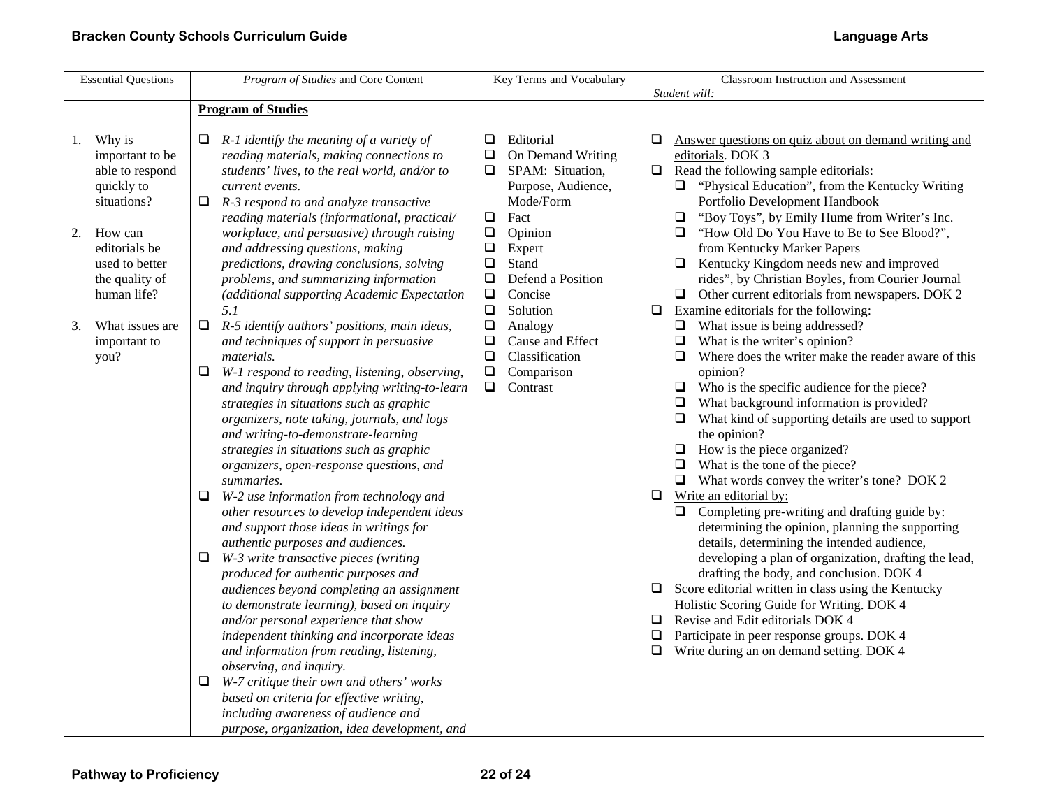| Essential Questions | *Program of Studies* and Core Content | Key Terms and Vocabulary | Classroom Instruction and Assessment<br>*Student will:* |
|---|---|---|---|
| 1. Why is important to be able to respond quickly to situations?<br><br>2. How can editorials be used to better the quality of human life?<br><br>3. What issues are important to you? | **Program of Studies**<br><br>❑ *R-1 identify the meaning of a variety of reading materials, making connections to students' lives, to the real world, and/or to current events.*<br>❑ *R-3 respond to and analyze transactive reading materials (informational, practical/ workplace, and persuasive) through raising and addressing questions, making predictions, drawing conclusions, solving problems, and summarizing information (additional supporting Academic Expectation 5.1*<br>❑ *R-5 identify authors' positions, main ideas, and techniques of support in persuasive materials.*<br>❑ *W-1 respond to reading, listening, observing, and inquiry through applying writing-to-learn strategies in situations such as graphic organizers, note taking, journals, and logs and writing-to-demonstrate-learning strategies in situations such as graphic organizers, open-response questions, and summaries.*<br>❑ *W-2 use information from technology and other resources to develop independent ideas and support those ideas in writings for authentic purposes and audiences.*<br>❑ *W-3 write transactive pieces (writing produced for authentic purposes and audiences beyond completing an assignment to demonstrate learning), based on inquiry and/or personal experience that show independent thinking and incorporate ideas and information from reading, listening, observing, and inquiry.*<br>❑ *W-7 critique their own and others' works based on criteria for effective writing, including awareness of audience and purpose, organization, idea development, and* | ❑ Editorial<br>❑ On Demand Writing<br>❑ SPAM: Situation, Purpose, Audience, Mode/Form<br>❑ Fact<br>❑ Opinion<br>❑ Expert<br>❑ Stand<br>❑ Defend a Position<br>❑ Concise<br>❑ Solution<br>❑ Analogy<br>❑ Cause and Effect<br>❑ Classification<br>❑ Comparison<br>❑ Contrast | ❑ Answer questions on quiz about on demand writing and editorials. DOK 3<br>❑ Read the following sample editorials:<br>&nbsp;&nbsp;❑ "Physical Education", from the Kentucky Writing Portfolio Development Handbook<br>&nbsp;&nbsp;❑ "Boy Toys", by Emily Hume from Writer's Inc.<br>&nbsp;&nbsp;❑ "How Old Do You Have to Be to See Blood?", from Kentucky Marker Papers<br>&nbsp;&nbsp;❑ Kentucky Kingdom needs new and improved rides", by Christian Boyles, from Courier Journal<br>&nbsp;&nbsp;❑ Other current editorials from newspapers. DOK 2<br>❑ Examine editorials for the following:<br>&nbsp;&nbsp;❑ What issue is being addressed?<br>&nbsp;&nbsp;❑ What is the writer's opinion?<br>&nbsp;&nbsp;❑ Where does the writer make the reader aware of this opinion?<br>&nbsp;&nbsp;❑ Who is the specific audience for the piece?<br>&nbsp;&nbsp;❑ What background information is provided?<br>&nbsp;&nbsp;❑ What kind of supporting details are used to support the opinion?<br>&nbsp;&nbsp;❑ How is the piece organized?<br>&nbsp;&nbsp;❑ What is the tone of the piece?<br>&nbsp;&nbsp;❑ What words convey the writer's tone? DOK 2<br>❑ Write an editorial by:<br>&nbsp;&nbsp;❑ Completing pre-writing and drafting guide by: determining the opinion, planning the supporting details, determining the intended audience, developing a plan of organization, drafting the lead, drafting the body, and conclusion. DOK 4<br>❑ Score editorial written in class using the Kentucky Holistic Scoring Guide for Writing. DOK 4<br>❑ Revise and Edit editorials DOK 4<br>❑ Participate in peer response groups. DOK 4<br>❑ Write during an on demand setting. DOK 4 |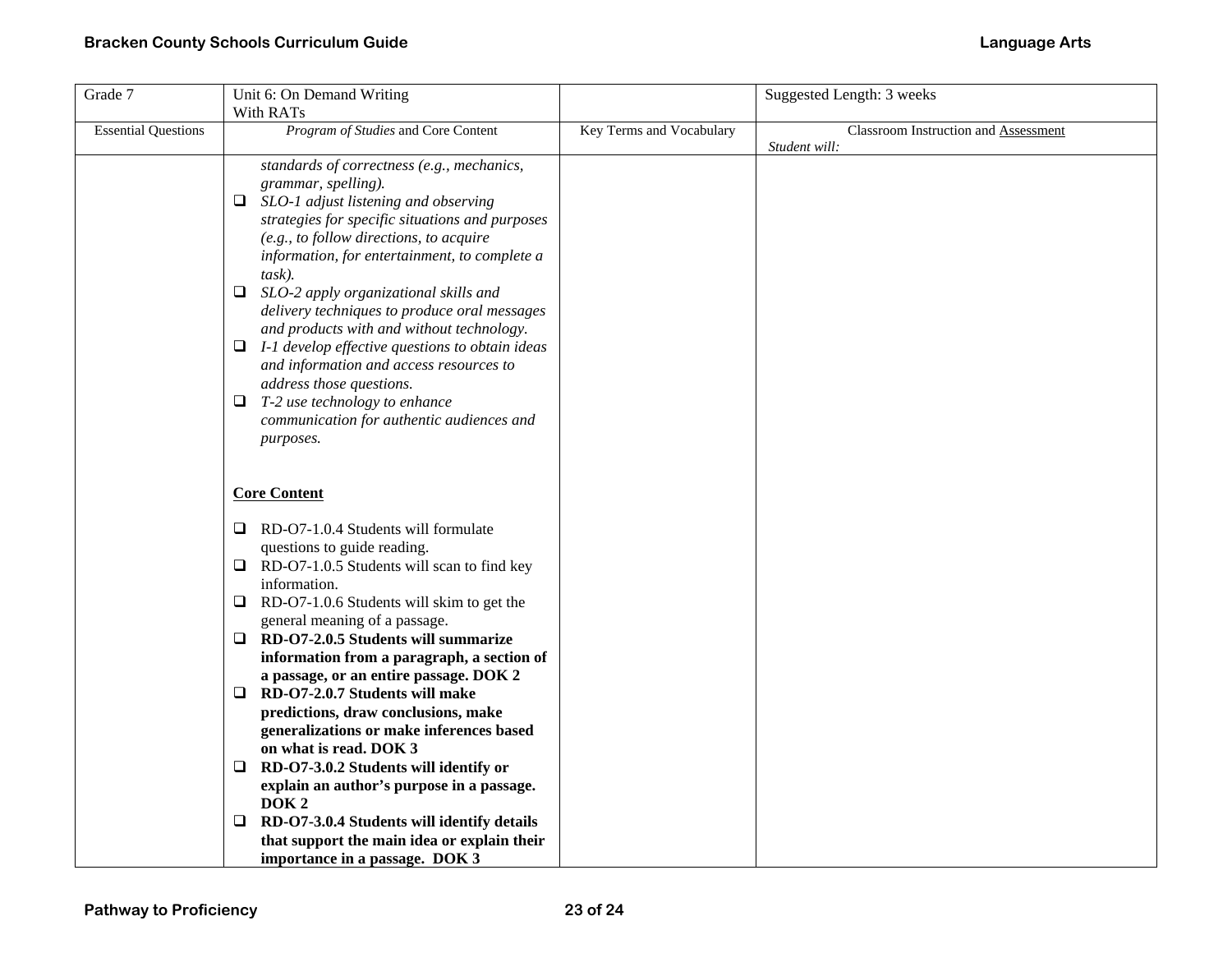| Grade 7 | Unit 6: On Demand Writing With RATs | | Suggested Length: 3 weeks |
|---|---|---|---|
| Essential Questions | *Program of Studies* and Core Content | Key Terms and Vocabulary | Classroom Instruction and Assessment<br>*Student will:* |
| | *standards of correctness (e.g., mechanics, grammar, spelling).*<br>❑ *SLO-1 adjust listening and observing strategies for specific situations and purposes (e.g., to follow directions, to acquire information, for entertainment, to complete a task).*<br>❑ *SLO-2 apply organizational skills and delivery techniques to produce oral messages and products with and without technology.*<br>❑ *I-1 develop effective questions to obtain ideas and information and access resources to address those questions.*<br>❑ *T-2 use technology to enhance communication for authentic audiences and purposes.*<br><br>**Core Content**<br><br>❑ RD-O7-1.0.4 Students will formulate questions to guide reading.<br>❑ RD-O7-1.0.5 Students will scan to find key information.<br>❑ RD-O7-1.0.6 Students will skim to get the general meaning of a passage.<br>❑ **RD-O7-2.0.5 Students will summarize information from a paragraph, a section of a passage, or an entire passage. DOK 2**<br>❑ **RD-O7-2.0.7 Students will make predictions, draw conclusions, make generalizations or make inferences based on what is read. DOK 3**<br>❑ **RD-O7-3.0.2 Students will identify or explain an author's purpose in a passage. DOK 2**<br>❑ **RD-O7-3.0.4 Students will identify details that support the main idea or explain their importance in a passage. DOK 3** | | |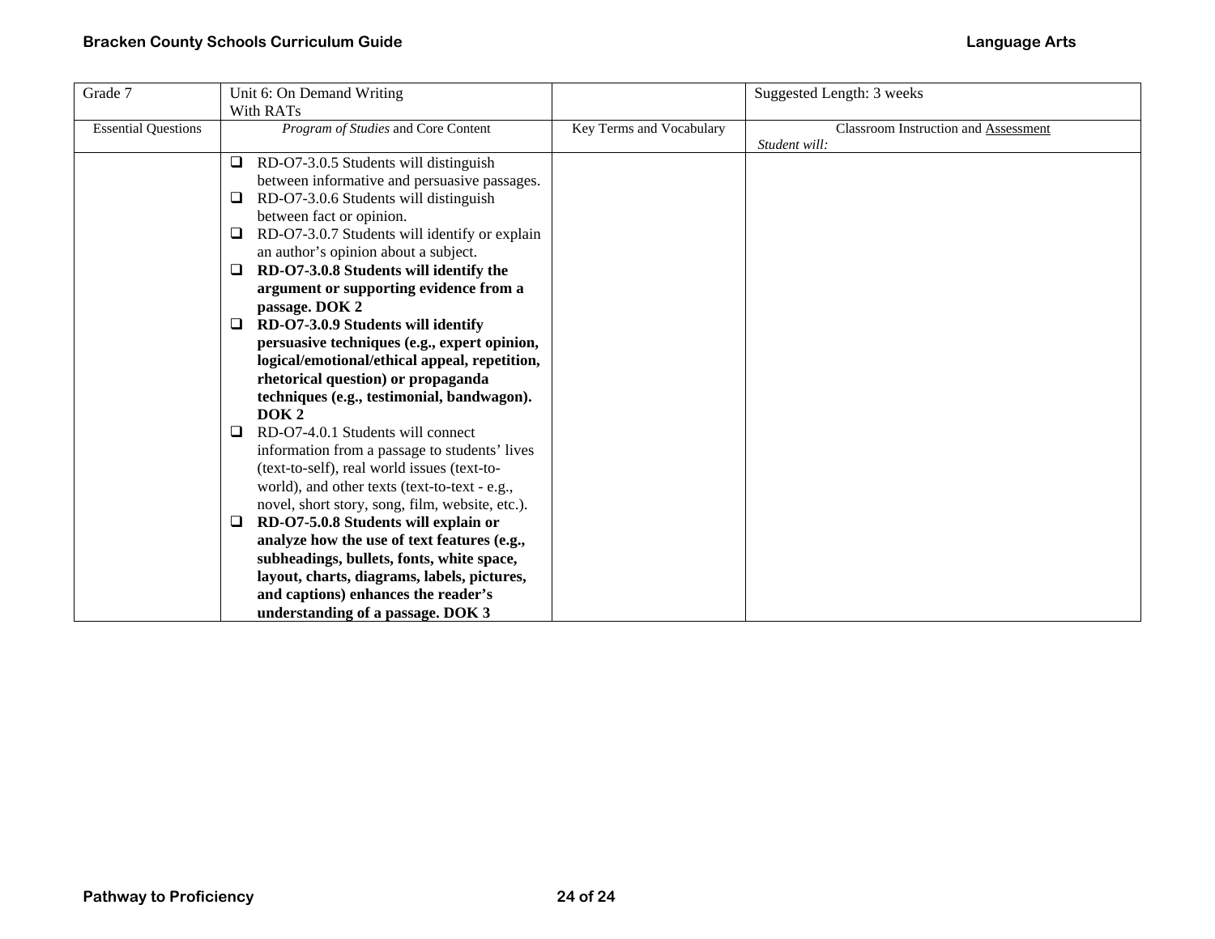| Grade 7 | Unit 6: On Demand Writing With RATs | | Suggested Length: 3 weeks |
|---|---|---|---|
| Essential Questions | *Program of Studies* and Core Content | Key Terms and Vocabulary | Classroom Instruction and Assessment<br>*Student will:* |
| | ❑ RD-O7-3.0.5 Students will distinguish between informative and persuasive passages.<br>❑ RD-O7-3.0.6 Students will distinguish between fact or opinion.<br>❑ RD-O7-3.0.7 Students will identify or explain an author's opinion about a subject.<br>❑ **RD-O7-3.0.8 Students will identify the argument or supporting evidence from a passage. DOK 2**<br>❑ **RD-O7-3.0.9 Students will identify persuasive techniques (e.g., expert opinion, logical/emotional/ethical appeal, repetition, rhetorical question) or propaganda techniques (e.g., testimonial, bandwagon). DOK 2**<br>❑ RD-O7-4.0.1 Students will connect information from a passage to students' lives (text-to-self), real world issues (text-to-world), and other texts (text-to-text - e.g., novel, short story, song, film, website, etc.).<br>❑ **RD-O7-5.0.8 Students will explain or analyze how the use of text features (e.g., subheadings, bullets, fonts, white space, layout, charts, diagrams, labels, pictures, and captions) enhances the reader's understanding of a passage. DOK 3** | | |